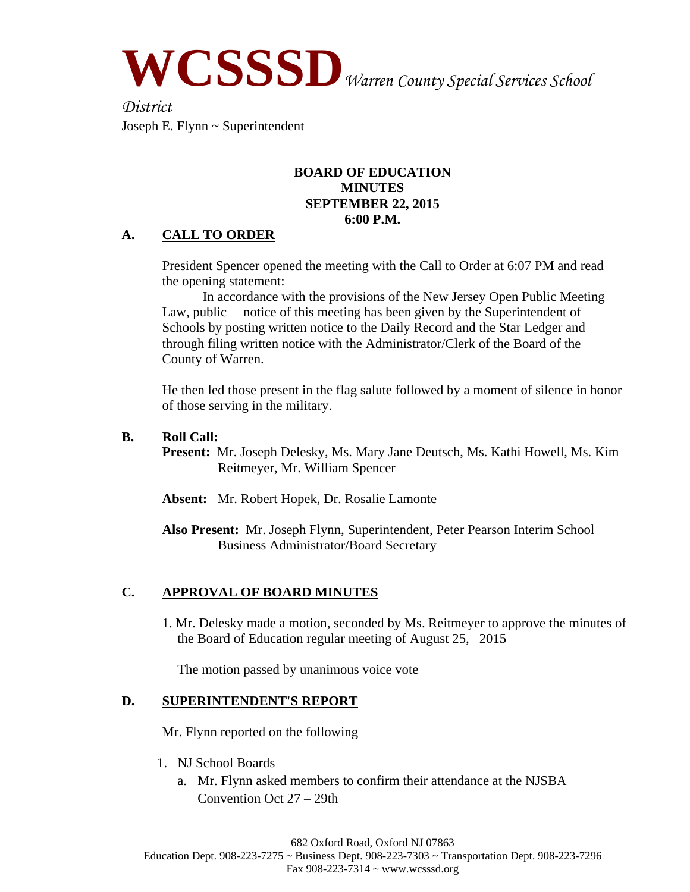# WCSSSD *Warren County Special Services School District*

Joseph E. Flynn ~ Superintendent

**BOARD OF EDUCATION**
**MINUTES**
**SEPTEMBER 22, 2015**
**6:00 P.M.**

## A. CALL TO ORDER

President Spencer opened the meeting with the Call to Order at 6:07 PM and read the opening statement:

In accordance with the provisions of the New Jersey Open Public Meeting Law, public notice of this meeting has been given by the Superintendent of Schools by posting written notice to the Daily Record and the Star Ledger and through filing written notice with the Administrator/Clerk of the Board of the County of Warren.

He then led those present in the flag salute followed by a moment of silence in honor of those serving in the military.

## B. Roll Call:

**Present:** Mr. Joseph Delesky, Ms. Mary Jane Deutsch, Ms. Kathi Howell, Ms. Kim Reitmeyer, Mr. William Spencer

**Absent:** Mr. Robert Hopek, Dr. Rosalie Lamonte

**Also Present:** Mr. Joseph Flynn, Superintendent, Peter Pearson Interim School Business Administrator/Board Secretary

## C. APPROVAL OF BOARD MINUTES

1. Mr. Delesky made a motion, seconded by Ms. Reitmeyer to approve the minutes of the Board of Education regular meeting of August 25, 2015

   The motion passed by unanimous voice vote

## D. SUPERINTENDENT'S REPORT

Mr. Flynn reported on the following

1. NJ School Boards
   a. Mr. Flynn asked members to confirm their attendance at the NJSBA Convention Oct 27 – 29th

682 Oxford Road, Oxford NJ 07863
Education Dept. 908-223-7275 ~ Business Dept. 908-223-7303 ~ Transportation Dept. 908-223-7296
Fax 908-223-7314 ~ www.wcsssd.org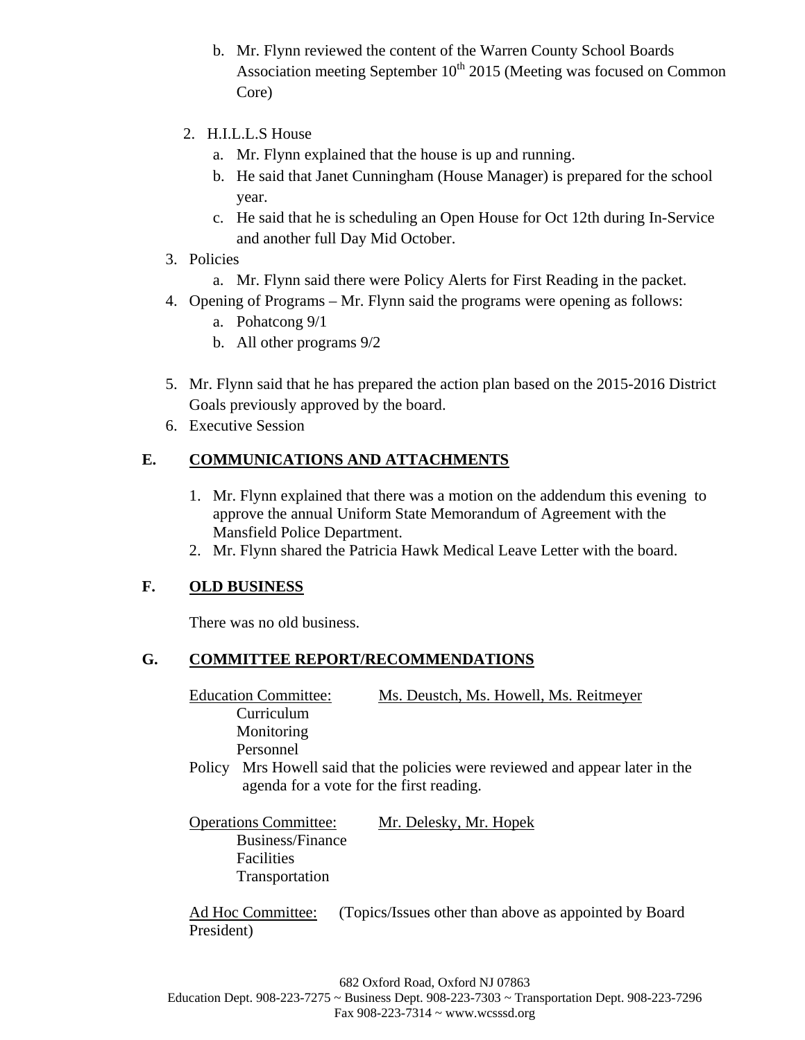b. Mr. Flynn reviewed the content of the Warren County School Boards Association meeting September 10th 2015 (Meeting was focused on Common Core)

2. H.I.L.L.S House
   a. Mr. Flynn explained that the house is up and running.
   b. He said that Janet Cunningham (House Manager) is prepared for the school year.
   c. He said that he is scheduling an Open House for Oct 12th during In-Service and another full Day Mid October.
3. Policies
   a. Mr. Flynn said there were Policy Alerts for First Reading in the packet.
4. Opening of Programs – Mr. Flynn said the programs were opening as follows:
   a. Pohatcong 9/1
   b. All other programs 9/2

5. Mr. Flynn said that he has prepared the action plan based on the 2015-2016 District Goals previously approved by the board.
6. Executive Session

## E. COMMUNICATIONS AND ATTACHMENTS

1. Mr. Flynn explained that there was a motion on the addendum this evening to approve the annual Uniform State Memorandum of Agreement with the Mansfield Police Department.
2. Mr. Flynn shared the Patricia Hawk Medical Leave Letter with the board.

## F. OLD BUSINESS

There was no old business.

## G. COMMITTEE REPORT/RECOMMENDATIONS

Education Committee: Ms. Deustch, Ms. Howell, Ms. Reitmeyer

- Curriculum
- Monitoring
- Personnel

Policy Mrs Howell said that the policies were reviewed and appear later in the agenda for a vote for the first reading.

Operations Committee: Mr. Delesky, Mr. Hopek

- Business/Finance
- Facilities
- Transportation

Ad Hoc Committee: (Topics/Issues other than above as appointed by Board President)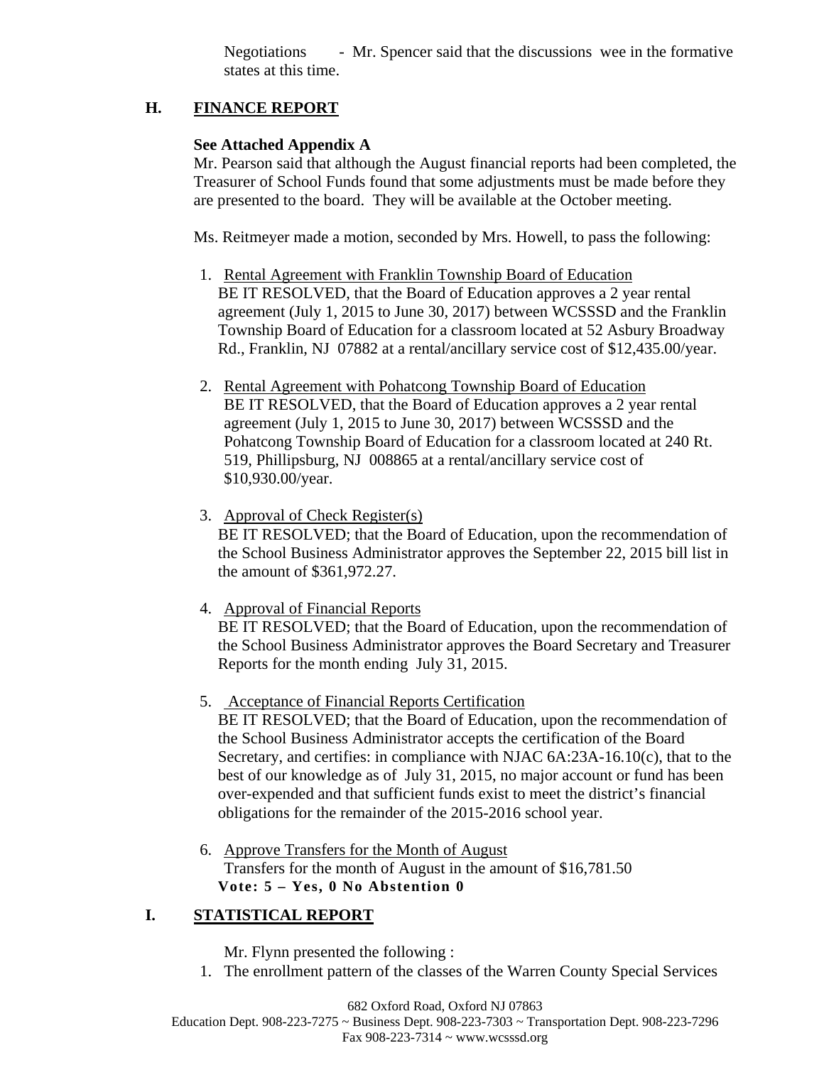Negotiations - Mr. Spencer said that the discussions wee in the formative states at this time.

## H. FINANCE REPORT

**See Attached Appendix A**

Mr. Pearson said that although the August financial reports had been completed, the Treasurer of School Funds found that some adjustments must be made before they are presented to the board. They will be available at the October meeting.

Ms. Reitmeyer made a motion, seconded by Mrs. Howell, to pass the following:

1. Rental Agreement with Franklin Township Board of Education
   BE IT RESOLVED, that the Board of Education approves a 2 year rental agreement (July 1, 2015 to June 30, 2017) between WCSSSD and the Franklin Township Board of Education for a classroom located at 52 Asbury Broadway Rd., Franklin, NJ 07882 at a rental/ancillary service cost of $12,435.00/year.

2. Rental Agreement with Pohatcong Township Board of Education
   BE IT RESOLVED, that the Board of Education approves a 2 year rental agreement (July 1, 2015 to June 30, 2017) between WCSSSD and the Pohatcong Township Board of Education for a classroom located at 240 Rt. 519, Phillipsburg, NJ 008865 at a rental/ancillary service cost of $10,930.00/year.

3. Approval of Check Register(s)
   BE IT RESOLVED; that the Board of Education, upon the recommendation of the School Business Administrator approves the September 22, 2015 bill list in the amount of $361,972.27.

4. Approval of Financial Reports
   BE IT RESOLVED; that the Board of Education, upon the recommendation of the School Business Administrator approves the Board Secretary and Treasurer Reports for the month ending July 31, 2015.

5. Acceptance of Financial Reports Certification
   BE IT RESOLVED; that the Board of Education, upon the recommendation of the School Business Administrator accepts the certification of the Board Secretary, and certifies: in compliance with NJAC 6A:23A-16.10(c), that to the best of our knowledge as of July 31, 2015, no major account or fund has been over-expended and that sufficient funds exist to meet the district's financial obligations for the remainder of the 2015-2016 school year.

6. Approve Transfers for the Month of August
   Transfers for the month of August in the amount of $16,781.50
   **Vote: 5 – Yes, 0 No Abstention 0**

## I. STATISTICAL REPORT

Mr. Flynn presented the following :

1. The enrollment pattern of the classes of the Warren County Special Services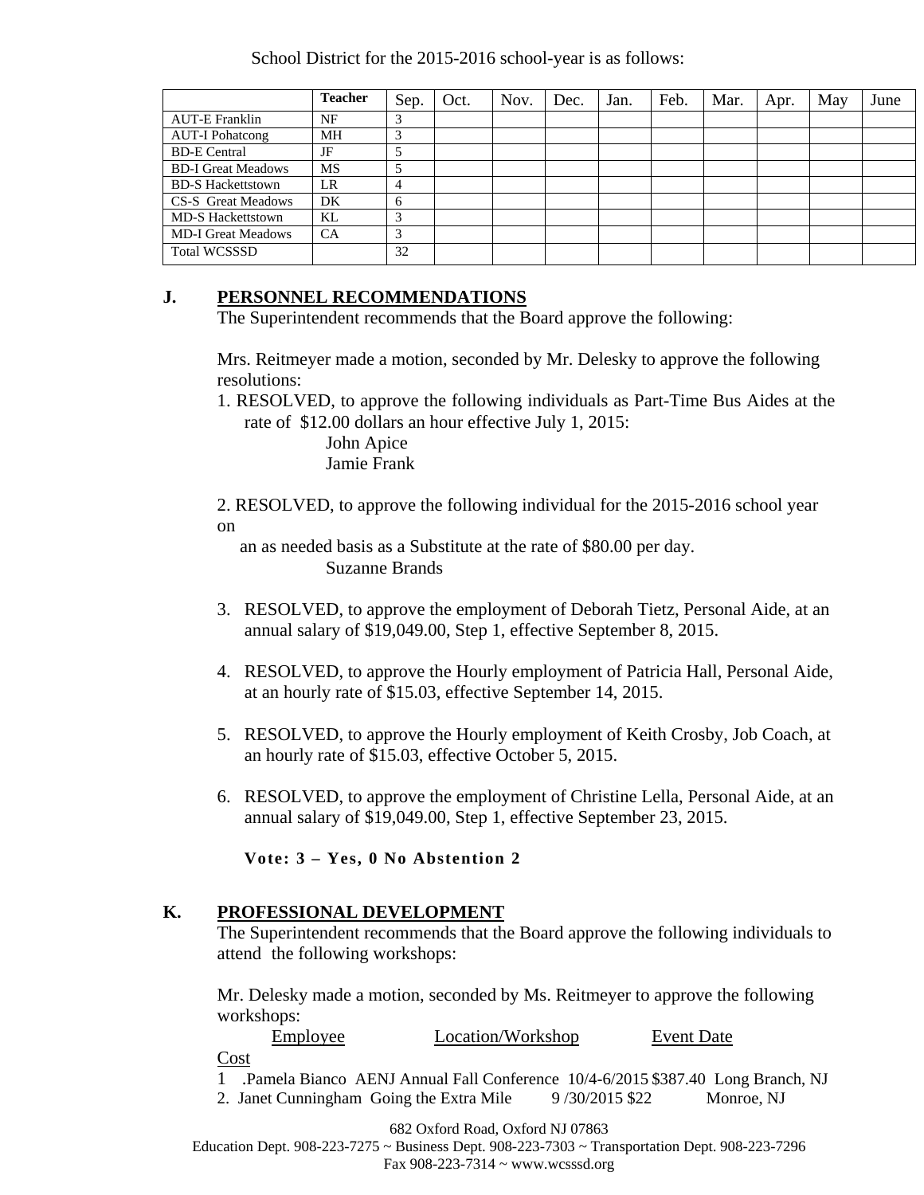School District for the 2015-2016 school-year is as follows:

| | Teacher | Sep. | Oct. | Nov. | Dec. | Jan. | Feb. | Mar. | Apr. | May | June |
|---|---|---|---|---|---|---|---|---|---|---|---|
| AUT-E Franklin | NF | 3 | | | | | | | | | |
| AUT-I Pohatcong | MH | 3 | | | | | | | | | |
| BD-E Central | JF | 5 | | | | | | | | | |
| BD-I Great Meadows | MS | 5 | | | | | | | | | |
| BD-S Hackettstown | LR | 4 | | | | | | | | | |
| CS-S Great Meadows | DK | 6 | | | | | | | | | |
| MD-S Hackettstown | KL | 3 | | | | | | | | | |
| MD-I Great Meadows | CA | 3 | | | | | | | | | |
| Total WCSSSD | | 32 | | | | | | | | | |

**J. <u>PERSONNEL RECOMMENDATIONS</u>**

The Superintendent recommends that the Board approve the following:

Mrs. Reitmeyer made a motion, seconded by Mr. Delesky to approve the following resolutions:

1. RESOLVED, to approve the following individuals as Part-Time Bus Aides at the rate of $12.00 dollars an hour effective July 1, 2015:
   John Apice
   Jamie Frank

2. RESOLVED, to approve the following individual for the 2015-2016 school year on
   an as needed basis as a Substitute at the rate of $80.00 per day.
   Suzanne Brands

3. RESOLVED, to approve the employment of Deborah Tietz, Personal Aide, at an annual salary of $19,049.00, Step 1, effective September 8, 2015.

4. RESOLVED, to approve the Hourly employment of Patricia Hall, Personal Aide, at an hourly rate of $15.03, effective September 14, 2015.

5. RESOLVED, to approve the Hourly employment of Keith Crosby, Job Coach, at an hourly rate of $15.03, effective October 5, 2015.

6. RESOLVED, to approve the employment of Christine Lella, Personal Aide, at an annual salary of $19,049.00, Step 1, effective September 23, 2015.

**Vote: 3 – Yes, 0 No Abstention 2**

**K. <u>PROFESSIONAL DEVELOPMENT</u>**

The Superintendent recommends that the Board approve the following individuals to attend the following workshops:

Mr. Delesky made a motion, seconded by Ms. Reitmeyer to approve the following workshops:

<u>Employee</u> <u>Location/Workshop</u> <u>Event Date</u> <u>Cost</u>

1 .Pamela Bianco AENJ Annual Fall Conference 10/4-6/2015 $387.40 Long Branch, NJ

2. Janet Cunningham Going the Extra Mile 9 /30/2015 $22 Monroe, NJ

682 Oxford Road, Oxford NJ 07863
Education Dept. 908-223-7275 ~ Business Dept. 908-223-7303 ~ Transportation Dept. 908-223-7296
Fax 908-223-7314 ~ www.wcsssd.org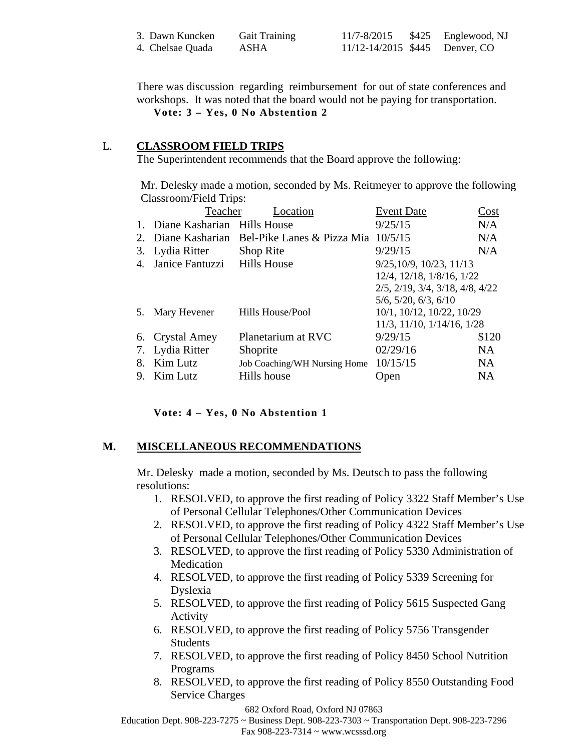| | | | | |
|---|---|---|---|---|
| 3. Dawn Kuncken | Gait Training | 11/7-8/2015 | $425 | Englewood, NJ |
| 4. Chelsae Quada | ASHA | 11/12-14/2015 | $445 | Denver, CO |

There was discussion regarding reimbursement for out of state conferences and workshops. It was noted that the board would not be paying for transportation.

**Vote: 3 – Yes, 0 No Abstention 2**

## L. CLASSROOM FIELD TRIPS

The Superintendent recommends that the Board approve the following:

Mr. Delesky made a motion, seconded by Ms. Reitmeyer to approve the following Classroom/Field Trips:

| | Teacher | Location | Event Date | Cost |
|---|---|---|---|---|
| 1. | Diane Kasharian | Hills House | 9/25/15 | N/A |
| 2. | Diane Kasharian | Bel-Pike Lanes & Pizza Mia | 10/5/15 | N/A |
| 3. | Lydia Ritter | Shop Rite | 9/29/15 | N/A |
| 4. | Janice Fantuzzi | Hills House | 9/25,10/9, 10/23, 11/13 12/4, 12/18, 1/8/16, 1/22 2/5, 2/19, 3/4, 3/18, 4/8, 4/22 5/6, 5/20, 6/3, 6/10 | |
| 5. | Mary Hevener | Hills House/Pool | 10/1, 10/12, 10/22, 10/29 11/3, 11/10, 1/14/16, 1/28 | |
| 6. | Crystal Amey | Planetarium at RVC | 9/29/15 | $120 |
| 7. | Lydia Ritter | Shoprite | 02/29/16 | NA |
| 8. | Kim Lutz | Job Coaching/WH Nursing Home | 10/15/15 | NA |
| 9. | Kim Lutz | Hills house | Open | NA |

**Vote: 4 – Yes, 0 No Abstention 1**

## M. MISCELLANEOUS RECOMMENDATIONS

Mr. Delesky made a motion, seconded by Ms. Deutsch to pass the following resolutions:

1. RESOLVED, to approve the first reading of Policy 3322 Staff Member's Use of Personal Cellular Telephones/Other Communication Devices
2. RESOLVED, to approve the first reading of Policy 4322 Staff Member's Use of Personal Cellular Telephones/Other Communication Devices
3. RESOLVED, to approve the first reading of Policy 5330 Administration of Medication
4. RESOLVED, to approve the first reading of Policy 5339 Screening for Dyslexia
5. RESOLVED, to approve the first reading of Policy 5615 Suspected Gang Activity
6. RESOLVED, to approve the first reading of Policy 5756 Transgender Students
7. RESOLVED, to approve the first reading of Policy 8450 School Nutrition Programs
8. RESOLVED, to approve the first reading of Policy 8550 Outstanding Food Service Charges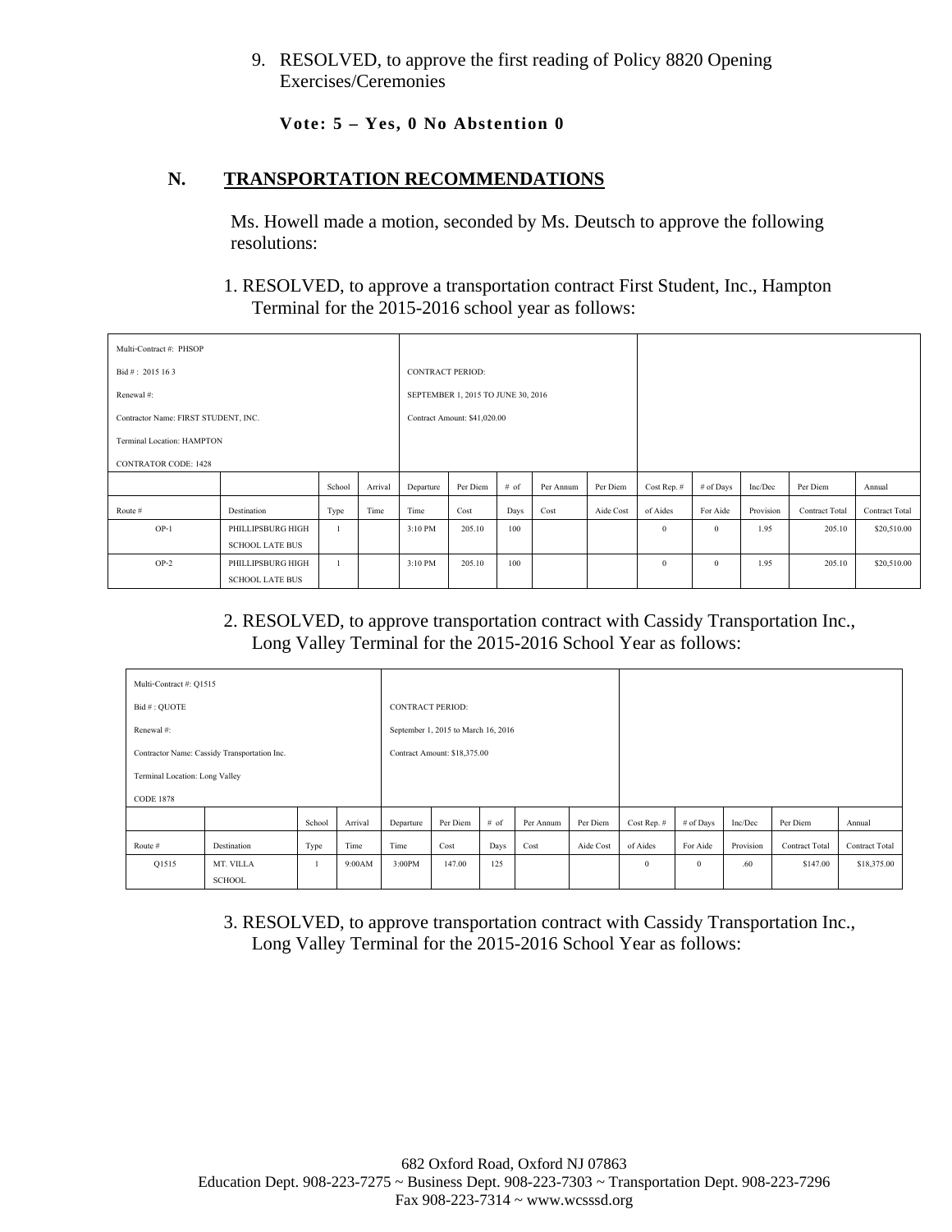9. RESOLVED, to approve the first reading of Policy 8820 Opening Exercises/Ceremonies

   **Vote: 5 – Yes, 0 No Abstention 0**

## N. TRANSPORTATION RECOMMENDATIONS

Ms. Howell made a motion, seconded by Ms. Deutsch to approve the following resolutions:

1. RESOLVED, to approve a transportation contract First Student, Inc., Hampton Terminal for the 2015-2016 school year as follows:

| Multi-Contract #: PHSOP<br>Bid # : 2015 16 3<br>Renewal #:<br>Contractor Name: FIRST STUDENT, INC.<br>Terminal Location: HAMPTON<br>CONTRATOR CODE: 1428 | | | | CONTRACT PERIOD:<br>SEPTEMBER 1, 2015 TO JUNE 30, 2016<br>Contract Amount: $41,020.00 | | | | | | | | | |
|---|---|---|---|---|---|---|---|---|---|---|---|---|---|
| Route # | Destination | School Type | Arrival Time | Departure Time | Per Diem Cost | # of Days | Per Annum Cost | Per Diem Aide Cost | Cost Rep. # of Aides | # of Days For Aide | Inc/Dec Provision | Per Diem Contract Total | Annual Contract Total |
| OP-1 | PHILLIPSBURG HIGH SCHOOL LATE BUS | 1 | | 3:10 PM | 205.10 | 100 | | | 0 | 0 | 1.95 | 205.10 | $20,510.00 |
| OP-2 | PHILLIPSBURG HIGH SCHOOL LATE BUS | 1 | | 3:10 PM | 205.10 | 100 | | | 0 | 0 | 1.95 | 205.10 | $20,510.00 |

2. RESOLVED, to approve transportation contract with Cassidy Transportation Inc., Long Valley Terminal for the 2015-2016 School Year as follows:

| Multi-Contract #: Q1515<br>Bid # : QUOTE<br>Renewal #:<br>Contractor Name: Cassidy Transportation Inc.<br>Terminal Location: Long Valley<br>CODE 1878 | | | | CONTRACT PERIOD:<br>September 1, 2015 to March 16, 2016<br>Contract Amount: $18,375.00 | | | | | | | | | |
|---|---|---|---|---|---|---|---|---|---|---|---|---|---|
| Route # | Destination | School Type | Arrival Time | Departure Time | Per Diem Cost | # of Days | Per Annum Cost | Per Diem Aide Cost | Cost Rep. # of Aides | # of Days For Aide | Inc/Dec Provision | Per Diem Contract Total | Annual Contract Total |
| Q1515 | MT. VILLA SCHOOL | 1 | 9:00AM | 3:00PM | 147.00 | 125 | | | 0 | 0 | .60 | $147.00 | $18,375.00 |

3. RESOLVED, to approve transportation contract with Cassidy Transportation Inc., Long Valley Terminal for the 2015-2016 School Year as follows:

682 Oxford Road, Oxford NJ 07863
Education Dept. 908-223-7275 ~ Business Dept. 908-223-7303 ~ Transportation Dept. 908-223-7296
Fax 908-223-7314 ~ www.wcsssd.org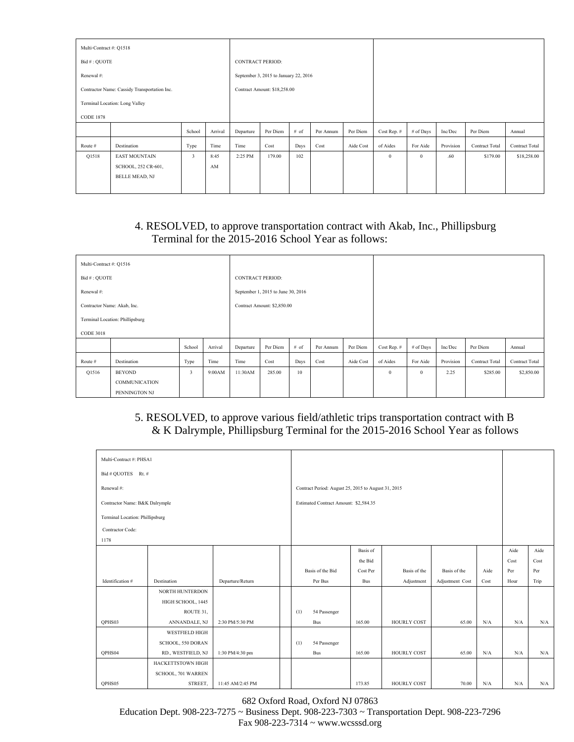| Multi-Contract #: Q1518 | | | | | | | | | | | | | |
|---|---|---|---|---|---|---|---|---|---|---|---|---|---|
| Bid # : QUOTE | | | | CONTRACT PERIOD: | | | | | | | | | |
| Renewal #: | | | | September 3, 2015 to January 22, 2016 | | | | | | | | | |
| Contractor Name: Cassidy Transportation Inc. | | | | Contract Amount: $18,258.00 | | | | | | | | | |
| Terminal Location: Long Valley | | | | | | | | | | | | | |
| CODE 1878 | | | | | | | | | | | | | |
| | | School | Arrival | Departure | Per Diem | # of | Per Annum | Per Diem | Cost Rep. # | # of Days | Inc/Dec | Per Diem | Annual |
| Route # | Destination | Type | Time | Time | Cost | Days | Cost | Aide Cost | of Aides | For Aide | Provision | Contract Total | Contract Total |
| Q1518 | EAST MOUNTAIN SCHOOL, 252 CR-601, BELLE MEAD, NJ | 3 | 8:45 AM | 2:25 PM | 179.00 | 102 | | | 0 | 0 | .60 | $179.00 | $18,258.00 |

4. RESOLVED, to approve transportation contract with Akab, Inc., Phillipsburg Terminal for the 2015-2016 School Year as follows:

| Multi-Contract #: Q1516 | | | | | | | | | | | | | |
|---|---|---|---|---|---|---|---|---|---|---|---|---|---|
| Bid # : QUOTE | | | | CONTRACT PERIOD: | | | | | | | | | |
| Renewal #: | | | | September 1, 2015 to June 30, 2016 | | | | | | | | | |
| Contractor Name: Akab, Inc. | | | | Contract Amount: $2,850.00 | | | | | | | | | |
| Terminal Location: Phillipsburg | | | | | | | | | | | | | |
| CODE 3018 | | | | | | | | | | | | | |
| | | School | Arrival | Departure | Per Diem | # of | Per Annum | Per Diem | Cost Rep. # | # of Days | Inc/Dec | Per Diem | Annual |
| Route # | Destination | Type | Time | Time | Cost | Days | Cost | Aide Cost | of Aides | For Aide | Provision | Contract Total | Contract Total |
| Q1516 | BEYOND COMMUNICATION PENNINGTON NJ | 3 | 9:00AM | 11:30AM | 285.00 | 10 | | | 0 | 0 | 2.25 | $285.00 | $2,850.00 |

5. RESOLVED, to approve various field/athletic trips transportation contract with B & K Dalrymple, Phillipsburg Terminal for the 2015-2016 School Year as follows

| Multi-Contract #: PHSA1 | | | | | | | | | | |
|---|---|---|---|---|---|---|---|---|---|---|
| Bid # QUOTES Rt. # | | | | | | | | | | |
| Renewal #: | | | | Contract Period: August 25, 2015 to August 31, 2015 | | | | | | |
| Contractor Name: B&K Dalrymple | | | | Estimated Contract Amount: $2,584.35 | | | | | | |
| Terminal Location: Phillipsburg | | | | | | | | | | |
| Contractor Code: 1178 | | | | | | | | | | |
| Identification # | Destination | Departure/Return | | Basis of the Bid Per Bus | Basis of the Bid Cost Per Bus | Basis of the Adjustment | Basis of the Adjustment Cost | Aide Cost | Aide Cost Per Hour | Aide Cost Per Trip |
| QPHS03 | NORTH HUNTERDON HIGH SCHOOL, 1445 ROUTE 31, ANNANDALE, NJ | 2:30 PM/5:30 PM | | (1) 54 Passenger Bus | 165.00 | HOURLY COST | 65.00 | N/A | N/A | N/A |
| QPHS04 | WESTFIELD HIGH SCHOOL, 550 DORAN RD., WESTFIELD, NJ | 1:30 PM/4:30 pm | | (1) 54 Passenger Bus | 165.00 | HOURLY COST | 65.00 | N/A | N/A | N/A |
| QPHS05 | HACKETTSTOWN HIGH SCHOOL, 701 WARREN STREET, | 11:45 AM/2:45 PM | | | 173.85 | HOURLY COST | 70.00 | N/A | N/A | N/A |

682 Oxford Road, Oxford NJ 07863
Education Dept. 908-223-7275 ~ Business Dept. 908-223-7303 ~ Transportation Dept. 908-223-7296
Fax 908-223-7314 ~ www.wcsssd.org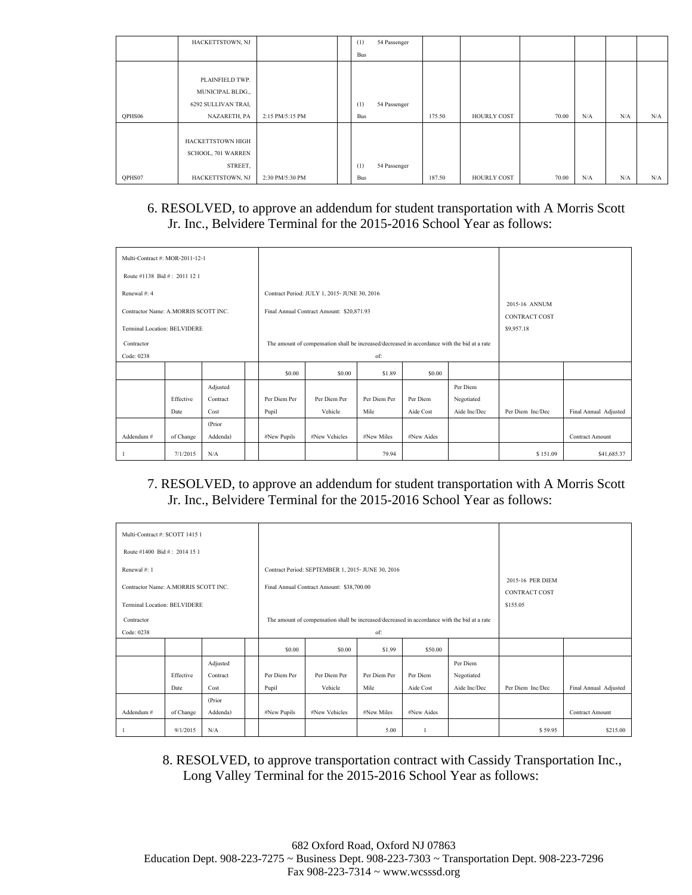|  |  |  |  |  |  |  |  |  |  |  |
|---|---|---|---|---|---|---|---|---|---|---|
|  | HACKETTSTOWN, NJ |  |  | (1) 54 Passenger Bus |  |  |  |  |  |  |
| QPHS06 | PLAINFIELD TWP. MUNICIPAL BLDG., 6292 SULLIVAN TRAI, NAZARETH, PA | 2:15 PM/5:15 PM |  | (1) 54 Passenger Bus | 175.50 | HOURLY COST | 70.00 | N/A | N/A | N/A |
| QPHS07 | HACKETTSTOWN HIGH SCHOOL, 701 WARREN STREET, HACKETTSTOWN, NJ | 2:30 PM/5:30 PM |  | (1) 54 Passenger Bus | 187.50 | HOURLY COST | 70.00 | N/A | N/A | N/A |

6. RESOLVED, to approve an addendum for student transportation with A Morris Scott Jr. Inc., Belvidere Terminal for the 2015-2016 School Year as follows:

| Multi-Contract #: MOR-2011-12-1<br>Route #1138 Bid # : 2011 12 1<br>Renewal #: 4<br>Contractor Name: A.MORRIS SCOTT INC.<br>Terminal Location: BELVIDERE<br>Contractor Code: 0238 | | | | Contract Period: JULY 1, 2015- JUNE 30, 2016<br>Final Annual Contract Amount: $20,871.93<br>The amount of compensation shall be increased/decreased in accordance with the bid at a rate of: | | | | | 2015-16 ANNUM CONTRACT COST<br>$9,957.18 | |
|---|---|---|---|---|---|---|---|---|---|---|
|  |  |  |  | $0.00 | $0.00 | $1.89 | $0.00 |  |  |  |
|  | Effective Date | Adjusted Contract Cost |  | Per Diem Per Pupil | Per Diem Per Vehicle | Per Diem Per Mile | Per Diem Aide Cost | Per Diem Negotiated Aide Inc/Dec | Per Diem Inc/Dec | Final Annual Adjusted |
| Addendum # | of Change | (Prior Addenda) |  | #New Pupils | #New Vehicles | #New Miles | #New Aides |  |  | Contract Amount |
| 1 | 7/1/2015 | N/A |  |  |  | 79.94 |  |  | $ 151.09 | $41,685.37 |

7. RESOLVED, to approve an addendum for student transportation with A Morris Scott Jr. Inc., Belvidere Terminal for the 2015-2016 School Year as follows:

| Multi-Contract #: SCOTT 1415 1<br>Route #1400 Bid # : 2014 15 1<br>Renewal #: 1<br>Contractor Name: A.MORRIS SCOTT INC.<br>Terminal Location: BELVIDERE<br>Contractor Code: 0238 | | | | Contract Period: SEPTEMBER 1, 2015- JUNE 30, 2016<br>Final Annual Contract Amount: $38,700.00<br>The amount of compensation shall be increased/decreased in accordance with the bid at a rate of: | | | | | 2015-16 PER DIEM CONTRACT COST<br>$155.05 | |
|---|---|---|---|---|---|---|---|---|---|---|
|  |  |  |  | $0.00 | $0.00 | $1.99 | $50.00 |  |  |  |
|  | Effective Date | Adjusted Contract Cost |  | Per Diem Per Pupil | Per Diem Per Vehicle | Per Diem Per Mile | Per Diem Aide Cost | Per Diem Negotiated Aide Inc/Dec | Per Diem Inc/Dec | Final Annual Adjusted |
| Addendum # | of Change | (Prior Addenda) |  | #New Pupils | #New Vehicles | #New Miles | #New Aides |  |  | Contract Amount |
| 1 | 9/1/2015 | N/A |  |  |  | 5.00 | 1 |  | $ 59.95 | $215.00 |

8. RESOLVED, to approve transportation contract with Cassidy Transportation Inc., Long Valley Terminal for the 2015-2016 School Year as follows: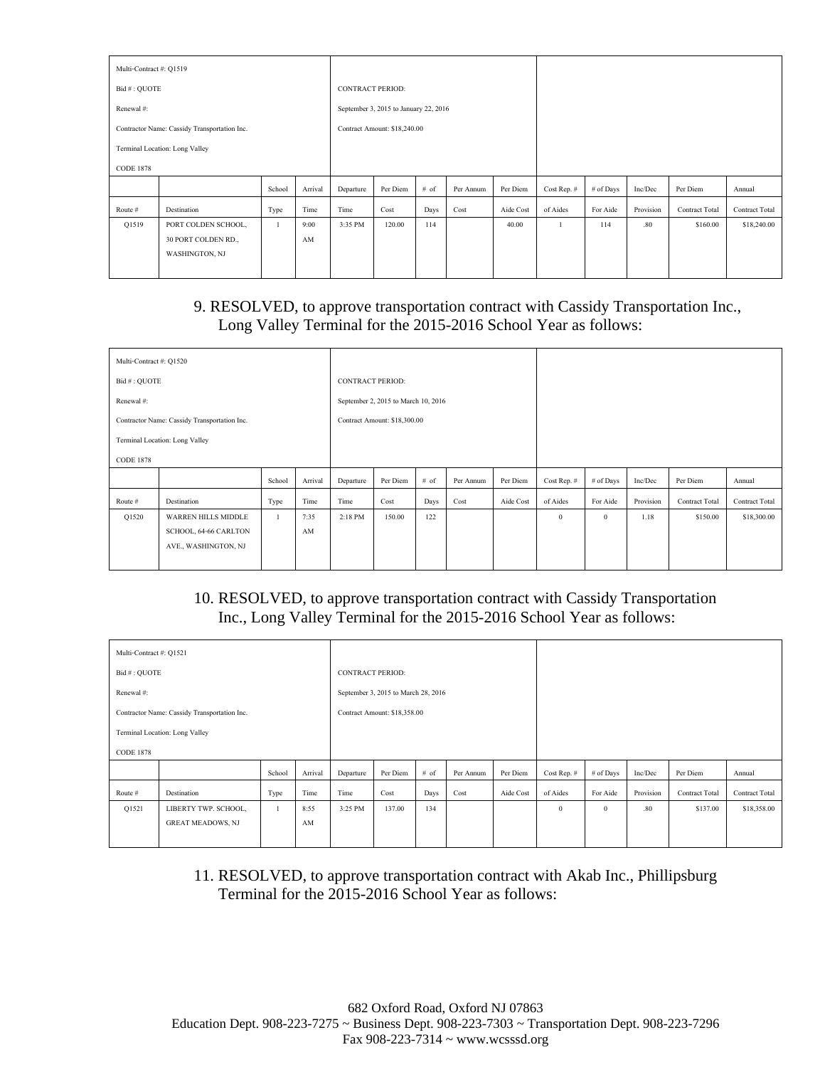| Multi-Contract #: Q1519 | | | | | | | | | | | | | |
|---|---|---|---|---|---|---|---|---|---|---|---|---|---|
| Bid # : QUOTE | | | | CONTRACT PERIOD: | | | | | | | | | |
| Renewal #: | | | | September 3, 2015 to January 22, 2016 | | | | | | | | | |
| Contractor Name: Cassidy Transportation Inc. | | | | Contract Amount: $18,240.00 | | | | | | | | | |
| Terminal Location: Long Valley | | | | | | | | | | | | | |
| CODE 1878 | | | | | | | | | | | | | |
| | | School | Arrival | Departure | Per Diem | # of | Per Annum | Per Diem | Cost Rep. # | # of Days | Inc/Dec | Per Diem | Annual |
| Route # | Destination | Type | Time | Time | Cost | Days | Cost | Aide Cost | of Aides | For Aide | Provision | Contract Total | Contract Total |
| Q1519 | PORT COLDEN SCHOOL, 30 PORT COLDEN RD., WASHINGTON, NJ | 1 | 9:00 AM | 3:35 PM | 120.00 | 114 | | 40.00 | 1 | 114 | .80 | $160.00 | $18,240.00 |

9. RESOLVED, to approve transportation contract with Cassidy Transportation Inc., Long Valley Terminal for the 2015-2016 School Year as follows:

| Multi-Contract #: Q1520 | | | | | | | | | | | | | |
|---|---|---|---|---|---|---|---|---|---|---|---|---|---|
| Bid # : QUOTE | | | | CONTRACT PERIOD: | | | | | | | | | |
| Renewal #: | | | | September 2, 2015 to March 10, 2016 | | | | | | | | | |
| Contractor Name: Cassidy Transportation Inc. | | | | Contract Amount: $18,300.00 | | | | | | | | | |
| Terminal Location: Long Valley | | | | | | | | | | | | | |
| CODE 1878 | | | | | | | | | | | | | |
| | | School | Arrival | Departure | Per Diem | # of | Per Annum | Per Diem | Cost Rep. # | # of Days | Inc/Dec | Per Diem | Annual |
| Route # | Destination | Type | Time | Time | Cost | Days | Cost | Aide Cost | of Aides | For Aide | Provision | Contract Total | Contract Total |
| Q1520 | WARREN HILLS MIDDLE SCHOOL, 64-66 CARLTON AVE., WASHINGTON, NJ | 1 | 7:35 AM | 2:18 PM | 150.00 | 122 | | | 0 | 0 | 1.18 | $150.00 | $18,300.00 |

10. RESOLVED, to approve transportation contract with Cassidy Transportation Inc., Long Valley Terminal for the 2015-2016 School Year as follows:

| Multi-Contract #: Q1521 | | | | | | | | | | | | | |
|---|---|---|---|---|---|---|---|---|---|---|---|---|---|
| Bid # : QUOTE | | | | CONTRACT PERIOD: | | | | | | | | | |
| Renewal #: | | | | September 3, 2015 to March 28, 2016 | | | | | | | | | |
| Contractor Name: Cassidy Transportation Inc. | | | | Contract Amount: $18,358.00 | | | | | | | | | |
| Terminal Location: Long Valley | | | | | | | | | | | | | |
| CODE 1878 | | | | | | | | | | | | | |
| | | School | Arrival | Departure | Per Diem | # of | Per Annum | Per Diem | Cost Rep. # | # of Days | Inc/Dec | Per Diem | Annual |
| Route # | Destination | Type | Time | Time | Cost | Days | Cost | Aide Cost | of Aides | For Aide | Provision | Contract Total | Contract Total |
| Q1521 | LIBERTY TWP. SCHOOL, GREAT MEADOWS, NJ | 1 | 8:55 AM | 3:25 PM | 137.00 | 134 | | | 0 | 0 | .80 | $137.00 | $18,358.00 |

11. RESOLVED, to approve transportation contract with Akab Inc., Phillipsburg Terminal for the 2015-2016 School Year as follows: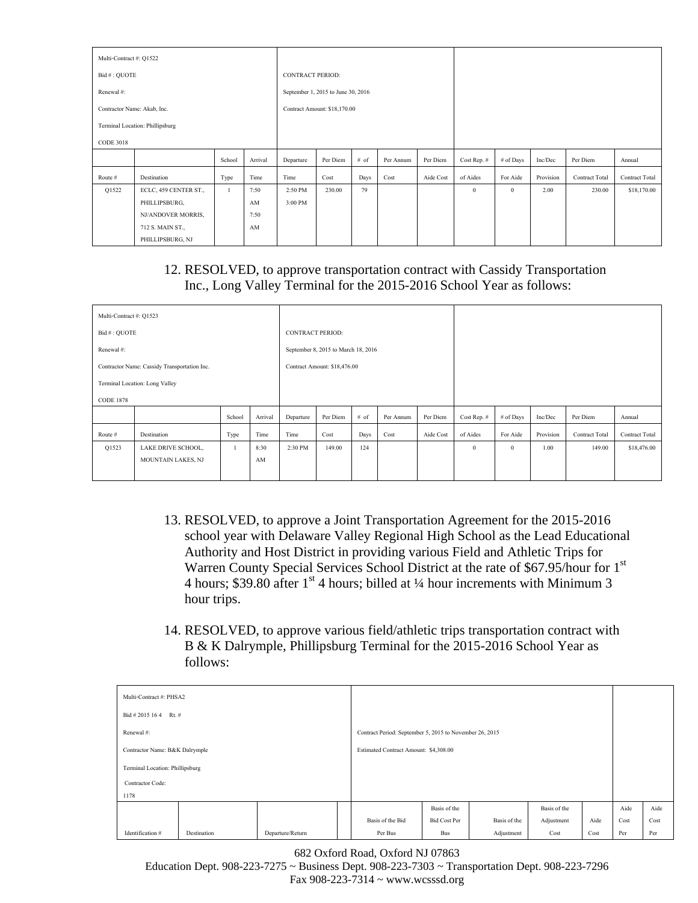| Multi-Contract #: Q1522<br>Bid # : QUOTE<br>Renewal #:<br>Contractor Name: Akab, Inc.<br>Terminal Location: Phillipsburg<br>CODE 3018 | | | | CONTRACT PERIOD:<br>September 1, 2015 to June 30, 2016<br>Contract Amount: $18,170.00 | | | | | | | | | |
|---|---|---|---|---|---|---|---|---|---|---|---|---|---|
| | | School | Arrival | Departure | Per Diem | # of | Per Annum | Per Diem | Cost Rep. # | # of Days | Inc/Dec | Per Diem | Annual |
| Route # | Destination | Type | Time | Time | Cost | Days | Cost | Aide Cost | of Aides | For Aide | Provision | Contract Total | Contract Total |
| Q1522 | ECLC, 459 CENTER ST., PHILLIPSBURG, NJ/ANDOVER MORRIS, 712 S. MAIN ST., PHILLIPSBURG, NJ | 1 | 7:50 AM 7:50 AM | 2:50 PM 3:00 PM | 230.00 | 79 | | | 0 | 0 | 2.00 | 230.00 | $18,170.00 |

12. RESOLVED, to approve transportation contract with Cassidy Transportation Inc., Long Valley Terminal for the 2015-2016 School Year as follows:

| Multi-Contract #: Q1523<br>Bid # : QUOTE<br>Renewal #:<br>Contractor Name: Cassidy Transportation Inc.<br>Terminal Location: Long Valley<br>CODE 1878 | | | | CONTRACT PERIOD:<br>September 8, 2015 to March 18, 2016<br>Contract Amount: $18,476.00 | | | | | | | | | |
|---|---|---|---|---|---|---|---|---|---|---|---|---|---|
| | | School | Arrival | Departure | Per Diem | # of | Per Annum | Per Diem | Cost Rep. # | # of Days | Inc/Dec | Per Diem | Annual |
| Route # | Destination | Type | Time | Time | Cost | Days | Cost | Aide Cost | of Aides | For Aide | Provision | Contract Total | Contract Total |
| Q1523 | LAKE DRIVE SCHOOL, MOUNTAIN LAKES, NJ | 1 | 8:30 AM | 2:30 PM | 149.00 | 124 | | | 0 | 0 | 1.00 | 149.00 | $18,476.00 |

13. RESOLVED, to approve a Joint Transportation Agreement for the 2015-2016 school year with Delaware Valley Regional High School as the Lead Educational Authority and Host District in providing various Field and Athletic Trips for Warren County Special Services School District at the rate of $67.95/hour for 1st 4 hours; $39.80 after 1st 4 hours; billed at ¼ hour increments with Minimum 3 hour trips.

14. RESOLVED, to approve various field/athletic trips transportation contract with B & K Dalrymple, Phillipsburg Terminal for the 2015-2016 School Year as follows:

| Multi-Contract #: PHSA2<br>Bid # 2015 16 4 Rt. #<br>Renewal #:<br>Contractor Name: B&K Dalrymple<br>Terminal Location: Phillipsburg<br>Contractor Code:<br>1178 | | | | Contract Period: September 5, 2015 to November 26, 2015<br>Estimated Contract Amount: $4,308.00 | | | | | | |
|---|---|---|---|---|---|---|---|---|---|---|
| Identification # | Destination | Departure/Return | | Basis of the Bid Per Bus | Basis of the Bid Cost Per Bus | Basis of the Adjustment | Basis of the Adjustment Cost | Aide Cost | Aide Cost Per | Aide Cost Per |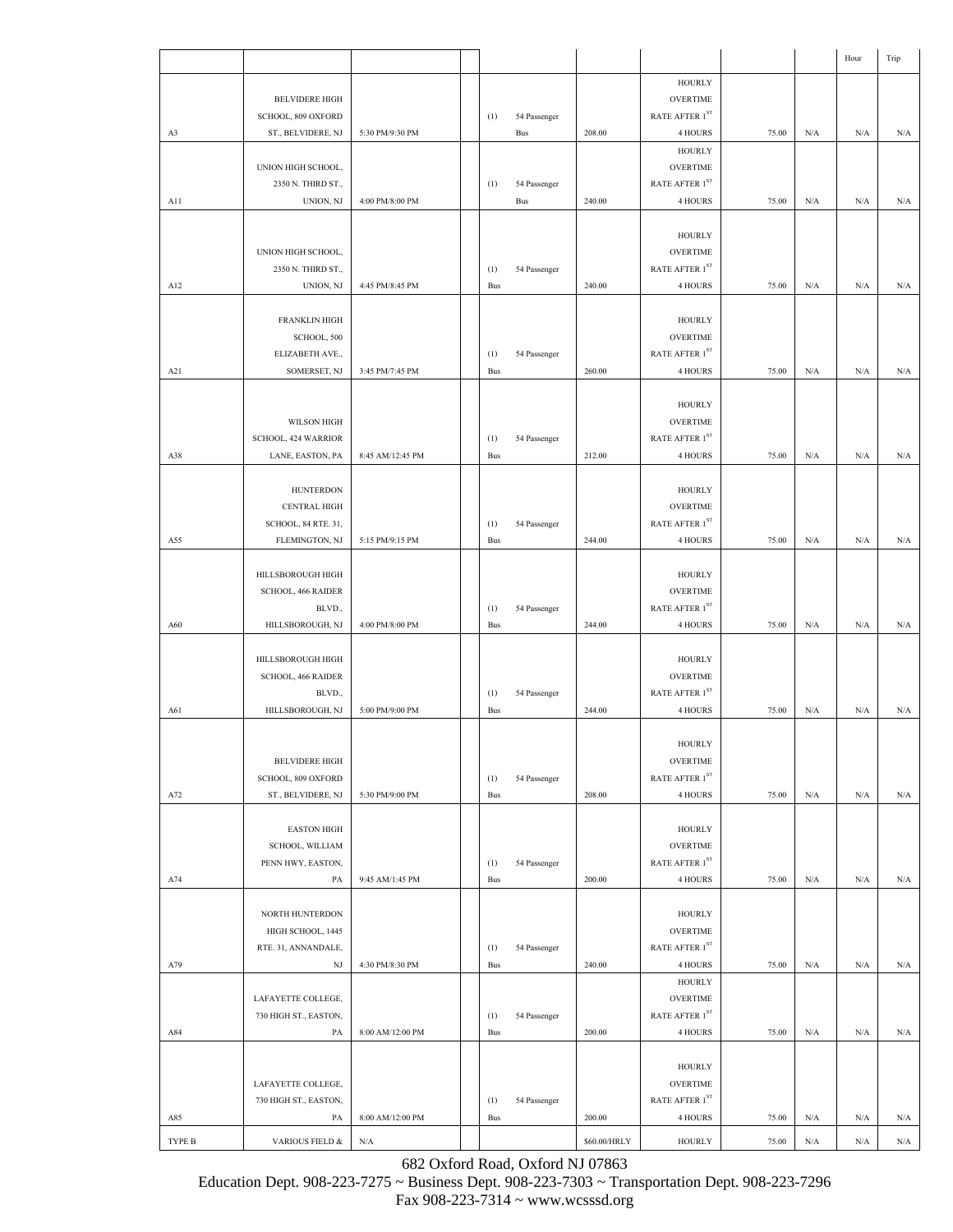| | | | | | | | | | Hour | Trip |
|---|---|---|---|---|---|---|---|---|---|---|
| A3 | BELVIDERE HIGH SCHOOL, 809 OXFORD ST., BELVIDERE, NJ | 5:30 PM/9:30 PM | | (1) 54 Passenger Bus | 208.00 | HOURLY OVERTIME RATE AFTER 1ST 4 HOURS | 75.00 | N/A | N/A | N/A |
| A11 | UNION HIGH SCHOOL, 2350 N. THIRD ST., UNION, NJ | 4:00 PM/8:00 PM | | (1) 54 Passenger Bus | 240.00 | HOURLY OVERTIME RATE AFTER 1ST 4 HOURS | 75.00 | N/A | N/A | N/A |
| A12 | UNION HIGH SCHOOL, 2350 N. THIRD ST., UNION, NJ | 4:45 PM/8:45 PM | | (1) 54 Passenger Bus | 240.00 | HOURLY OVERTIME RATE AFTER 1ST 4 HOURS | 75.00 | N/A | N/A | N/A |
| A21 | FRANKLIN HIGH SCHOOL, 500 ELIZABETH AVE., SOMERSET, NJ | 3:45 PM/7:45 PM | | (1) 54 Passenger Bus | 260.00 | HOURLY OVERTIME RATE AFTER 1ST 4 HOURS | 75.00 | N/A | N/A | N/A |
| A38 | WILSON HIGH SCHOOL, 424 WARRIOR LANE, EASTON, PA | 8:45 AM/12:45 PM | | (1) 54 Passenger Bus | 212.00 | HOURLY OVERTIME RATE AFTER 1ST 4 HOURS | 75.00 | N/A | N/A | N/A |
| A55 | HUNTERDON CENTRAL HIGH SCHOOL, 84 RTE. 31, FLEMINGTON, NJ | 5:15 PM/9:15 PM | | (1) 54 Passenger Bus | 244.00 | HOURLY OVERTIME RATE AFTER 1ST 4 HOURS | 75.00 | N/A | N/A | N/A |
| A60 | HILLSBOROUGH HIGH SCHOOL, 466 RAIDER BLVD., HILLSBOROUGH, NJ | 4:00 PM/8:00 PM | | (1) 54 Passenger Bus | 244.00 | HOURLY OVERTIME RATE AFTER 1ST 4 HOURS | 75.00 | N/A | N/A | N/A |
| A61 | HILLSBOROUGH HIGH SCHOOL, 466 RAIDER BLVD., HILLSBOROUGH, NJ | 5:00 PM/9:00 PM | | (1) 54 Passenger Bus | 244.00 | HOURLY OVERTIME RATE AFTER 1ST 4 HOURS | 75.00 | N/A | N/A | N/A |
| A72 | BELVIDERE HIGH SCHOOL, 809 OXFORD ST., BELVIDERE, NJ | 5:30 PM/9:00 PM | | (1) 54 Passenger Bus | 208.00 | HOURLY OVERTIME RATE AFTER 1ST 4 HOURS | 75.00 | N/A | N/A | N/A |
| A74 | EASTON HIGH SCHOOL, WILLIAM PENN HWY, EASTON, PA | 9:45 AM/1:45 PM | | (1) 54 Passenger Bus | 200.00 | HOURLY OVERTIME RATE AFTER 1ST 4 HOURS | 75.00 | N/A | N/A | N/A |
| A79 | NORTH HUNTERDON HIGH SCHOOL, 1445 RTE. 31, ANNANDALE, NJ | 4:30 PM/8:30 PM | | (1) 54 Passenger Bus | 240.00 | HOURLY OVERTIME RATE AFTER 1ST 4 HOURS | 75.00 | N/A | N/A | N/A |
| A84 | LAFAYETTE COLLEGE, 730 HIGH ST., EASTON, PA | 8:00 AM/12:00 PM | | (1) 54 Passenger Bus | 200.00 | HOURLY OVERTIME RATE AFTER 1ST 4 HOURS | 75.00 | N/A | N/A | N/A |
| A85 | LAFAYETTE COLLEGE, 730 HIGH ST., EASTON, PA | 8:00 AM/12:00 PM | | (1) 54 Passenger Bus | 200.00 | HOURLY OVERTIME RATE AFTER 1ST 4 HOURS | 75.00 | N/A | N/A | N/A |
| TYPE B | VARIOUS FIELD & | N/A | | | $60.00/HRLY | HOURLY | 75.00 | N/A | N/A | N/A |

682 Oxford Road, Oxford NJ 07863
Education Dept. 908-223-7275 ~ Business Dept. 908-223-7303 ~ Transportation Dept. 908-223-7296
Fax 908-223-7314 ~ www.wcsssd.org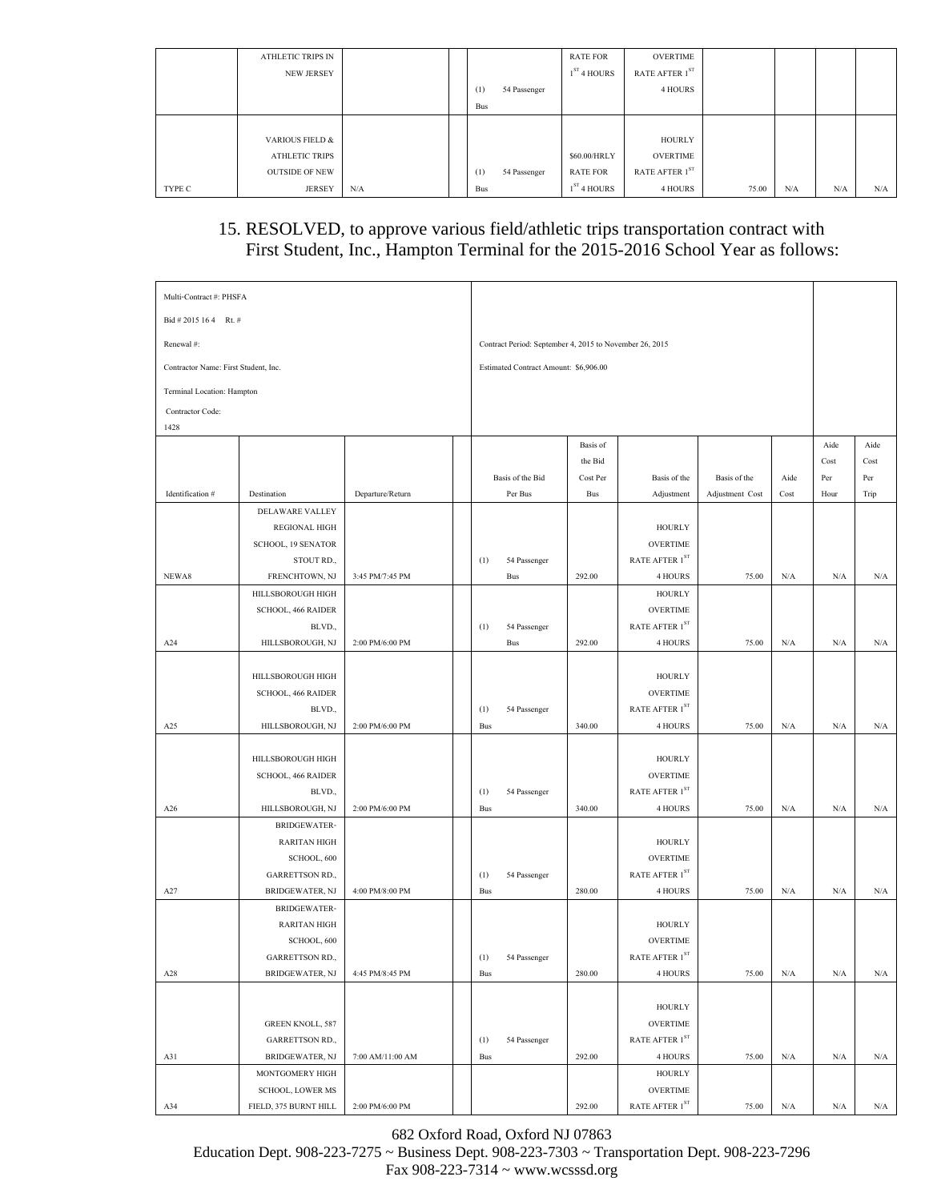| | ATHLETIC TRIPS IN NEW JERSEY | | | (1) 54 Passenger Bus | RATE FOR $1^{ST}$ 4 HOURS | OVERTIME RATE AFTER $1^{ST}$ 4 HOURS | | | | |
|---|---|---|---|---|---|---|---|---|---|---|
| TYPE C | VARIOUS FIELD & ATHLETIC TRIPS OUTSIDE OF NEW JERSEY | N/A | | (1) 54 Passenger Bus | \$60.00/HRLY RATE FOR $1^{ST}$ 4 HOURS | HOURLY OVERTIME RATE AFTER $1^{ST}$ 4 HOURS | 75.00 | N/A | N/A | N/A |

15. RESOLVED, to approve various field/athletic trips transportation contract with First Student, Inc., Hampton Terminal for the 2015-2016 School Year as follows:

| Multi-Contract #: PHSFA<br>Bid # 2015 16 4 Rt. #<br>Renewal #:<br>Contractor Name: First Student, Inc.<br>Terminal Location: Hampton<br>Contractor Code: 1428 | | | | Contract Period: September 4, 2015 to November 26, 2015<br>Estimated Contract Amount: \$6,906.00 | | | | | | |
|---|---|---|---|---|---|---|---|---|---|---|
| Identification # | Destination | Departure/Return | | Basis of the Bid Per Bus | Basis of the Bid Cost Per Bus | Basis of the Adjustment | Basis of the Adjustment Cost | Aide Cost | Aide Cost Per Hour | Aide Cost Per Trip |
| NEWA8 | DELAWARE VALLEY REGIONAL HIGH SCHOOL, 19 SENATOR STOUT RD., FRENCHTOWN, NJ | 3:45 PM/7:45 PM | | (1) 54 Passenger Bus | 292.00 | HOURLY OVERTIME RATE AFTER $1^{ST}$ 4 HOURS | 75.00 | N/A | N/A | N/A |
| A24 | HILLSBOROUGH HIGH SCHOOL, 466 RAIDER BLVD., HILLSBOROUGH, NJ | 2:00 PM/6:00 PM | | (1) 54 Passenger Bus | 292.00 | HOURLY OVERTIME RATE AFTER $1^{ST}$ 4 HOURS | 75.00 | N/A | N/A | N/A |
| A25 | HILLSBOROUGH HIGH SCHOOL, 466 RAIDER BLVD., HILLSBOROUGH, NJ | 2:00 PM/6:00 PM | | (1) 54 Passenger Bus | 340.00 | HOURLY OVERTIME RATE AFTER $1^{ST}$ 4 HOURS | 75.00 | N/A | N/A | N/A |
| A26 | HILLSBOROUGH HIGH SCHOOL, 466 RAIDER BLVD., HILLSBOROUGH, NJ | 2:00 PM/6:00 PM | | (1) 54 Passenger Bus | 340.00 | HOURLY OVERTIME RATE AFTER $1^{ST}$ 4 HOURS | 75.00 | N/A | N/A | N/A |
| A27 | BRIDGEWATER-RARITAN HIGH SCHOOL, 600 GARRETTSON RD., BRIDGEWATER, NJ | 4:00 PM/8:00 PM | | (1) 54 Passenger Bus | 280.00 | HOURLY OVERTIME RATE AFTER $1^{ST}$ 4 HOURS | 75.00 | N/A | N/A | N/A |
| A28 | BRIDGEWATER-RARITAN HIGH SCHOOL, 600 GARRETTSON RD., BRIDGEWATER, NJ | 4:45 PM/8:45 PM | | (1) 54 Passenger Bus | 280.00 | HOURLY OVERTIME RATE AFTER $1^{ST}$ 4 HOURS | 75.00 | N/A | N/A | N/A |
| A31 | GREEN KNOLL, 587 GARRETTSON RD., BRIDGEWATER, NJ | 7:00 AM/11:00 AM | | (1) 54 Passenger Bus | 292.00 | HOURLY OVERTIME RATE AFTER $1^{ST}$ 4 HOURS | 75.00 | N/A | N/A | N/A |
| A34 | MONTGOMERY HIGH SCHOOL, LOWER MS FIELD, 375 BURNT HILL | 2:00 PM/6:00 PM | | | 292.00 | HOURLY OVERTIME RATE AFTER $1^{ST}$ | 75.00 | N/A | N/A | N/A |

682 Oxford Road, Oxford NJ 07863
Education Dept. 908-223-7275 ~ Business Dept. 908-223-7303 ~ Transportation Dept. 908-223-7296
Fax 908-223-7314 ~ www.wcsssd.org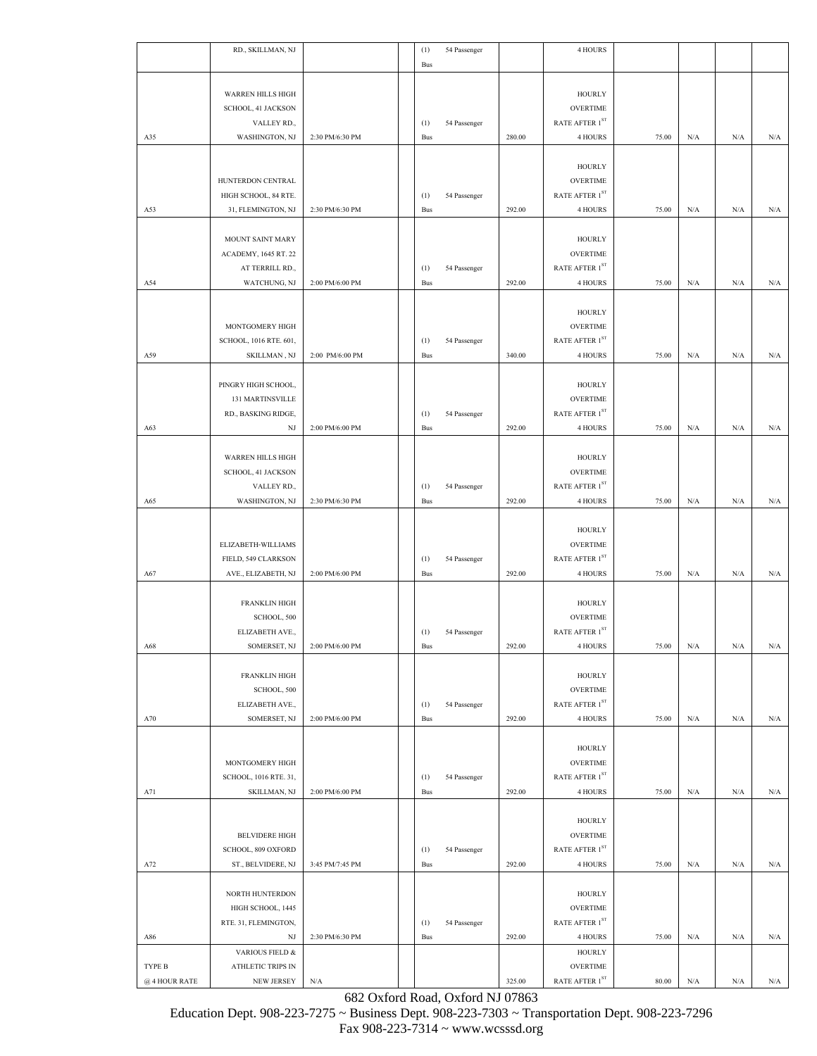| | RD., SKILLMAN, NJ | | | (1) 54 Passenger Bus | | 4 HOURS | | | | |
|---|---|---|---|---|---|---|---|---|---|---|
| A35 | WARREN HILLS HIGH SCHOOL, 41 JACKSON VALLEY RD., WASHINGTON, NJ | 2:30 PM/6:30 PM | | (1) 54 Passenger Bus | 280.00 | HOURLY OVERTIME RATE AFTER 1ST 4 HOURS | 75.00 | N/A | N/A | N/A |
| A53 | HUNTERDON CENTRAL HIGH SCHOOL, 84 RTE. 31, FLEMINGTON, NJ | 2:30 PM/6:30 PM | | (1) 54 Passenger Bus | 292.00 | HOURLY OVERTIME RATE AFTER 1ST 4 HOURS | 75.00 | N/A | N/A | N/A |
| A54 | MOUNT SAINT MARY ACADEMY, 1645 RT. 22 AT TERRILL RD., WATCHUNG, NJ | 2:00 PM/6:00 PM | | (1) 54 Passenger Bus | 292.00 | HOURLY OVERTIME RATE AFTER 1ST 4 HOURS | 75.00 | N/A | N/A | N/A |
| A59 | MONTGOMERY HIGH SCHOOL, 1016 RTE. 601, SKILLMAN , NJ | 2:00 PM/6:00 PM | | (1) 54 Passenger Bus | 340.00 | HOURLY OVERTIME RATE AFTER 1ST 4 HOURS | 75.00 | N/A | N/A | N/A |
| A63 | PINGRY HIGH SCHOOL, 131 MARTINSVILLE RD., BASKING RIDGE, NJ | 2:00 PM/6:00 PM | | (1) 54 Passenger Bus | 292.00 | HOURLY OVERTIME RATE AFTER 1ST 4 HOURS | 75.00 | N/A | N/A | N/A |
| A65 | WARREN HILLS HIGH SCHOOL, 41 JACKSON VALLEY RD., WASHINGTON, NJ | 2:30 PM/6:30 PM | | (1) 54 Passenger Bus | 292.00 | HOURLY OVERTIME RATE AFTER 1ST 4 HOURS | 75.00 | N/A | N/A | N/A |
| A67 | ELIZABETH-WILLIAMS FIELD, 549 CLARKSON AVE., ELIZABETH, NJ | 2:00 PM/6:00 PM | | (1) 54 Passenger Bus | 292.00 | HOURLY OVERTIME RATE AFTER 1ST 4 HOURS | 75.00 | N/A | N/A | N/A |
| A68 | FRANKLIN HIGH SCHOOL, 500 ELIZABETH AVE., SOMERSET, NJ | 2:00 PM/6:00 PM | | (1) 54 Passenger Bus | 292.00 | HOURLY OVERTIME RATE AFTER 1ST 4 HOURS | 75.00 | N/A | N/A | N/A |
| A70 | FRANKLIN HIGH SCHOOL, 500 ELIZABETH AVE., SOMERSET, NJ | 2:00 PM/6:00 PM | | (1) 54 Passenger Bus | 292.00 | HOURLY OVERTIME RATE AFTER 1ST 4 HOURS | 75.00 | N/A | N/A | N/A |
| A71 | MONTGOMERY HIGH SCHOOL, 1016 RTE. 31, SKILLMAN, NJ | 2:00 PM/6:00 PM | | (1) 54 Passenger Bus | 292.00 | HOURLY OVERTIME RATE AFTER 1ST 4 HOURS | 75.00 | N/A | N/A | N/A |
| A72 | BELVIDERE HIGH SCHOOL, 809 OXFORD ST., BELVIDERE, NJ | 3:45 PM/7:45 PM | | (1) 54 Passenger Bus | 292.00 | HOURLY OVERTIME RATE AFTER 1ST 4 HOURS | 75.00 | N/A | N/A | N/A |
| A86 | NORTH HUNTERDON HIGH SCHOOL, 1445 RTE. 31, FLEMINGTON, NJ | 2:30 PM/6:30 PM | | (1) 54 Passenger Bus | 292.00 | HOURLY OVERTIME RATE AFTER 1ST 4 HOURS | 75.00 | N/A | N/A | N/A |
| TYPE B @ 4 HOUR RATE | VARIOUS FIELD & ATHLETIC TRIPS IN NEW JERSEY | N/A | | | 325.00 | HOURLY OVERTIME RATE AFTER 1ST | 80.00 | N/A | N/A | N/A |

682 Oxford Road, Oxford NJ 07863
Education Dept. 908-223-7275 ~ Business Dept. 908-223-7303 ~ Transportation Dept. 908-223-7296
Fax 908-223-7314 ~ www.wcsssd.org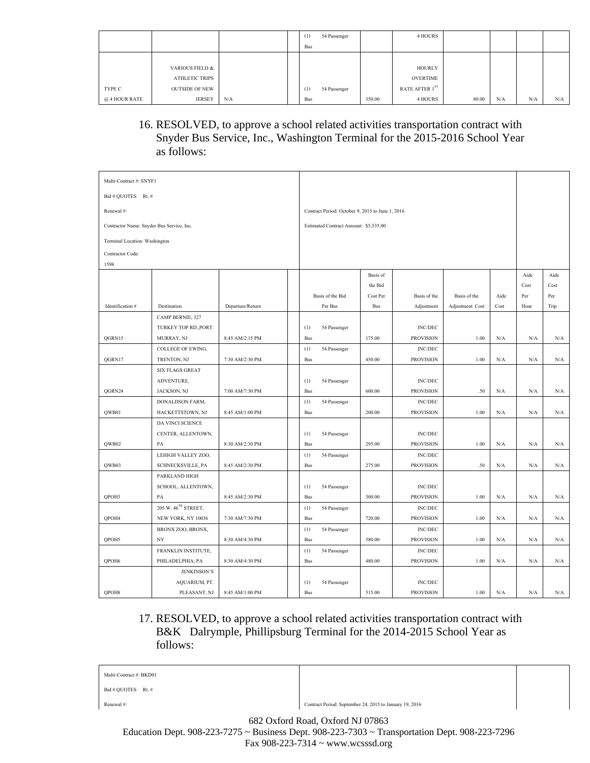| | | | | | | | | | | |
|---|---|---|---|---|---|---|---|---|---|---|
| | | | | (1) 54 Passenger Bus | | 4 HOURS | | | | |
| TYPE C @ 4 HOUR RATE | VARIOUS FIELD & ATHLETIC TRIPS OUTSIDE OF NEW JERSEY | N/A | | (1) 54 Passenger Bus | 350.00 | HOURLY OVERTIME RATE AFTER 1ST 4 HOURS | 80.00 | N/A | N/A | N/A |

16. RESOLVED, to approve a school related activities transportation contract with Snyder Bus Service, Inc., Washington Terminal for the 2015-2016 School Year as follows:

| Multi-Contract #: SNYF1<br>Bid # QUOTES Rt. #<br>Renewal #:<br>Contractor Name: Snyder Bus Service, Inc.<br>Terminal Location: Washington<br>Contractor Code:<br>1598 | | | | Contract Period: October 9, 2015 to June 1, 2016<br>Estimated Contract Amount: $5,535.00 | | | | | | |
|---|---|---|---|---|---|---|---|---|---|---|
| Identification # | Destination | Departure/Return | | Basis of the Bid Per Bus | Basis of the Bid Cost Per Bus | Basis of the Adjustment | Basis of the Adjustment Cost | Aide Cost | Aide Cost Per Hour | Aide Cost Per Trip |
| QGRN15 | CAMP BERNIE, 327 TURKEY TOP RD.,PORT MURRAY, NJ | 8:45 AM/2:15 PM | | (1) 54 Passenger Bus | 175.00 | INC/DEC PROVISION | 1.00 | N/A | N/A | N/A |
| QGRN17 | COLLEGE OF EWING, TRENTON, NJ | 7:30 AM/2:30 PM | | (1) 54 Passenger Bus | 450.00 | INC/DEC PROVISION | 1.00 | N/A | N/A | N/A |
| QGRN24 | SIX FLAGS GREAT ADVENTURE, JACKSON, NJ | 7:00 AM/7:30 PM | | (1) 54 Passenger Bus | 600.00 | INC/DEC PROVISION | .50 | N/A | N/A | N/A |
| QWB01 | DONALDSON FARM, HACKETTSTOWN, NJ | 8:45 AM/1:00 PM | | (1) 54 Passenger Bus | 200.00 | INC/DEC PROVISION | 1.00 | N/A | N/A | N/A |
| QWB02 | DA VINCI SCIENCE CENTER, ALLENTOWN, PA | 8:30 AM/2:30 PM | | (1) 54 Passenger Bus | 295.00 | INC/DEC PROVISION | 1.00 | N/A | N/A | N/A |
| QWB03 | LEHIGH VALLEY ZOO, SCHNECKSVILLE, PA | 8:45 AM/2:30 PM | | (1) 54 Passenger Bus | 275.00 | INC/DEC PROVISION | .50 | N/A | N/A | N/A |
| QPOH3 | PARKLAND HIGH SCHOOL, ALLENTOWN, PA | 8:45 AM/2:30 PM | | (1) 54 Passenger Bus | 300.00 | INC/DEC PROVISION | 1.00 | N/A | N/A | N/A |
| QPOH4 | 205 W. 46TH STREET, NEW YORK, NY 10036 | 7:30 AM/7:30 PM | | (1) 54 Passenger Bus | 720.00 | INC/DEC PROVISION | 1.00 | N/A | N/A | N/A |
| QPOH5 | BRONX ZOO, BRONX, NY | 8:30 AM/4:30 PM | | (1) 54 Passenger Bus | 580.00 | INC/DEC PROVISION | 1.00 | N/A | N/A | N/A |
| QPOH6 | FRANKLIN INSTITUTE, PHILADELPHIA, PA | 8:30 AM/4:30 PM | | (1) 54 Passenger Bus | 480.00 | INC/DEC PROVISION | 1.00 | N/A | N/A | N/A |
| QPOH8 | JENKINSON'S AQUARIUM, PT. PLEASANT, NJ | 8:45 AM/1:00 PM | | (1) 54 Passenger Bus | 515.00 | INC/DEC PROVISION | 1.00 | N/A | N/A | N/A |

17. RESOLVED, to approve a school related activities transportation contract with B&K Dalrymple, Phillipsburg Terminal for the 2014-2015 School Year as follows:

| Multi-Contract #: BKD01<br>Bid # QUOTES Rt. #<br>Renewal #: | Contract Period: September 24, 2015 to January 19, 2016 | |
|---|---|---|

682 Oxford Road, Oxford NJ 07863
Education Dept. 908-223-7275 ~ Business Dept. 908-223-7303 ~ Transportation Dept. 908-223-7296
Fax 908-223-7314 ~ www.wcsssd.org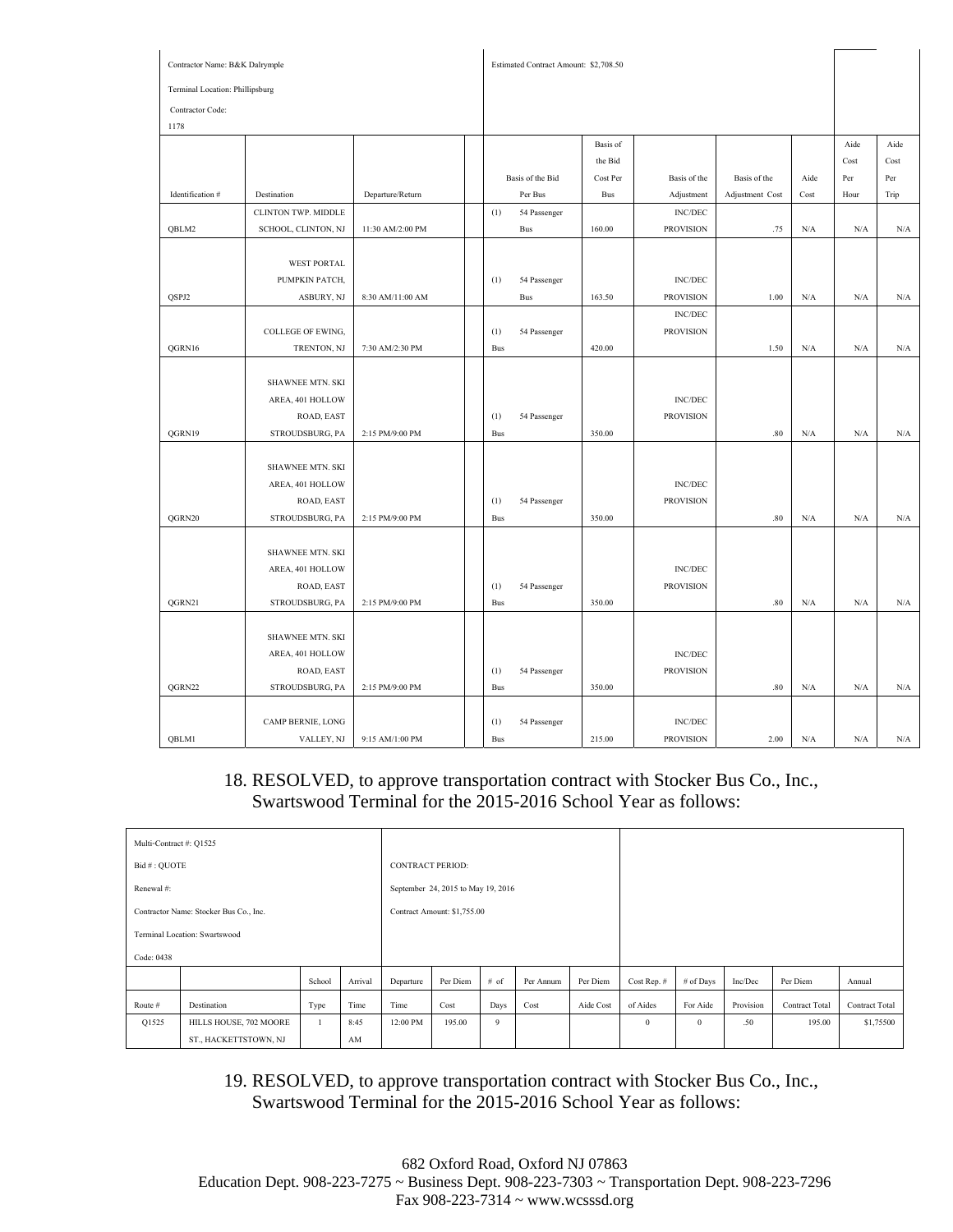| Contractor Name: B&K Dalrymple | | | | Estimated Contract Amount: $2,708.50 | | | | | | |
|---|---|---|---|---|---|---|---|---|---|---|
| Terminal Location: Phillipsburg | | | | | | | | | | |
| Contractor Code: 1178 | | | | | | | | | | |
| Identification # | Destination | Departure/Return | | Basis of the Bid Per Bus | Basis of the Bid Cost Per Bus | Basis of the Adjustment | Basis of the Adjustment Cost | Aide Cost | Aide Cost Per Hour | Aide Cost Per Trip |
| QBLM2 | CLINTON TWP. MIDDLE SCHOOL, CLINTON, NJ | 11:30 AM/2:00 PM | | (1) 54 Passenger Bus | 160.00 | INC/DEC PROVISION | .75 | N/A | N/A | N/A |
| QSPJ2 | WEST PORTAL PUMPKIN PATCH, ASBURY, NJ | 8:30 AM/11:00 AM | | (1) 54 Passenger Bus | 163.50 | INC/DEC PROVISION | 1.00 | N/A | N/A | N/A |
| QGRN16 | COLLEGE OF EWING, TRENTON, NJ | 7:30 AM/2:30 PM | | (1) 54 Passenger Bus | 420.00 | INC/DEC PROVISION | 1.50 | N/A | N/A | N/A |
| QGRN19 | SHAWNEE MTN. SKI AREA, 401 HOLLOW ROAD, EAST STROUDSBURG, PA | 2:15 PM/9:00 PM | | (1) 54 Passenger Bus | 350.00 | INC/DEC PROVISION | .80 | N/A | N/A | N/A |
| QGRN20 | SHAWNEE MTN. SKI AREA, 401 HOLLOW ROAD, EAST STROUDSBURG, PA | 2:15 PM/9:00 PM | | (1) 54 Passenger Bus | 350.00 | INC/DEC PROVISION | .80 | N/A | N/A | N/A |
| QGRN21 | SHAWNEE MTN. SKI AREA, 401 HOLLOW ROAD, EAST STROUDSBURG, PA | 2:15 PM/9:00 PM | | (1) 54 Passenger Bus | 350.00 | INC/DEC PROVISION | .80 | N/A | N/A | N/A |
| QGRN22 | SHAWNEE MTN. SKI AREA, 401 HOLLOW ROAD, EAST STROUDSBURG, PA | 2:15 PM/9:00 PM | | (1) 54 Passenger Bus | 350.00 | INC/DEC PROVISION | .80 | N/A | N/A | N/A |
| QBLM1 | CAMP BERNIE, LONG VALLEY, NJ | 9:15 AM/1:00 PM | | (1) 54 Passenger Bus | 215.00 | INC/DEC PROVISION | 2.00 | N/A | N/A | N/A |

18. RESOLVED, to approve transportation contract with Stocker Bus Co., Inc., Swartswood Terminal for the 2015-2016 School Year as follows:

| Multi-Contract #: Q1525 | | | | | | | | | | | | | |
|---|---|---|---|---|---|---|---|---|---|---|---|---|---|
| Bid # : QUOTE | | | | CONTRACT PERIOD: | | | | | | | | | |
| Renewal #: | | | | September 24, 2015 to May 19, 2016 | | | | | | | | | |
| Contractor Name: Stocker Bus Co., Inc. | | | | Contract Amount: $1,755.00 | | | | | | | | | |
| Terminal Location: Swartswood | | | | | | | | | | | | | |
| Code: 0438 | | | | | | | | | | | | | |
| Route # | Destination | School Type | Arrival Time | Departure Time | Per Diem Cost | # of Days | Per Annum Cost | Per Diem Aide Cost | Cost Rep. # of Aides | # of Days For Aide | Inc/Dec Provision | Per Diem Contract Total | Annual Contract Total |
| Q1525 | HILLS HOUSE, 702 MOORE ST., HACKETTSTOWN, NJ | 1 | 8:45 AM | 12:00 PM | 195.00 | 9 | | | 0 | 0 | .50 | 195.00 | $1,75500 |

19. RESOLVED, to approve transportation contract with Stocker Bus Co., Inc., Swartswood Terminal for the 2015-2016 School Year as follows:

682 Oxford Road, Oxford NJ 07863
Education Dept. 908-223-7275 ~ Business Dept. 908-223-7303 ~ Transportation Dept. 908-223-7296
Fax 908-223-7314 ~ www.wcsssd.org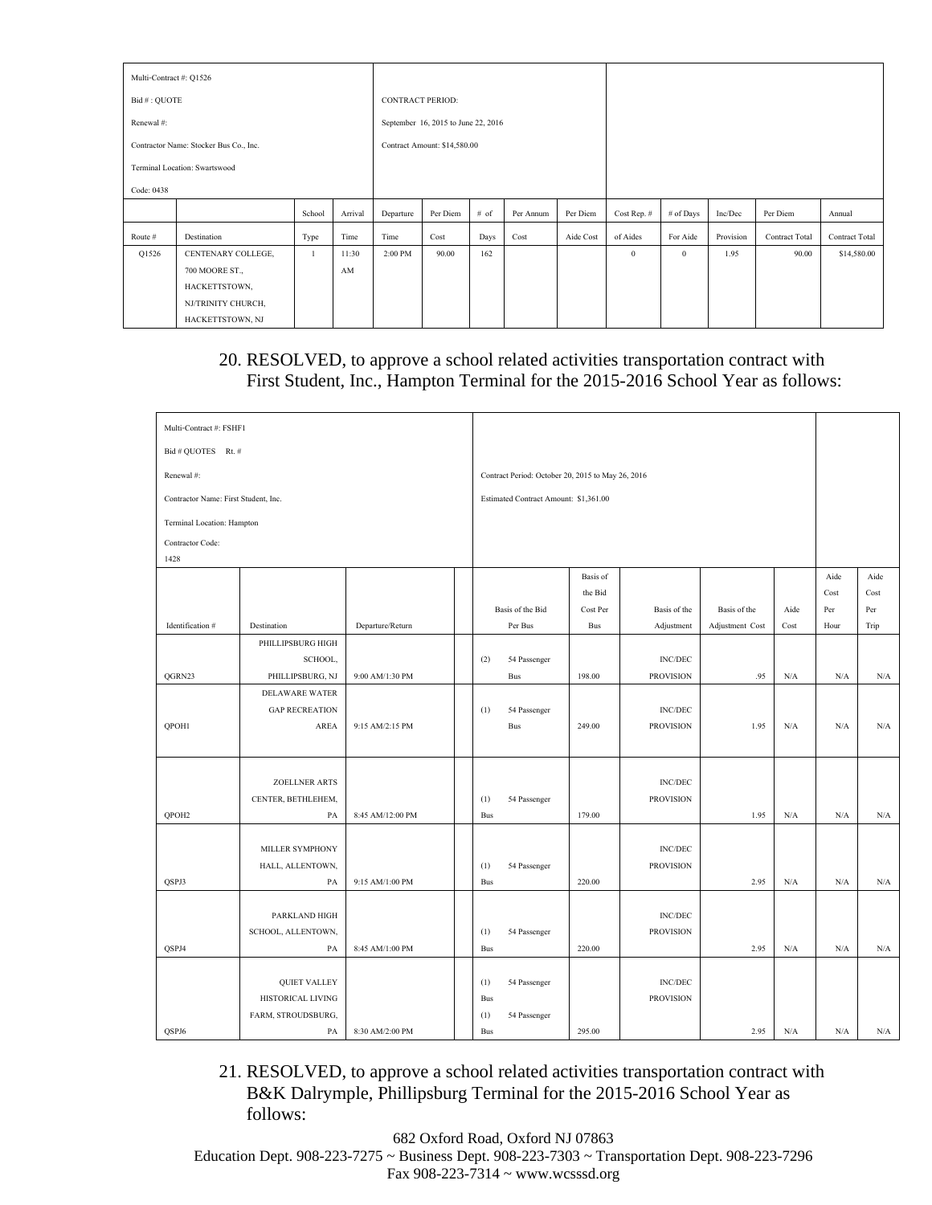| Multi-Contract #: Q1526<br>Bid # : QUOTE<br>Renewal #:<br>Contractor Name: Stocker Bus Co., Inc.<br>Terminal Location: Swartswood<br>Code: 0438 | | | | CONTRACT PERIOD:<br>September 16, 2015 to June 22, 2016<br>Contract Amount: $14,580.00 | | | | | | | | | |
|---|---|---|---|---|---|---|---|---|---|---|---|---|---|
| | | School | Arrival | Departure | Per Diem | # of | Per Annum | Per Diem | Cost Rep. # | # of Days | Inc/Dec | Per Diem | Annual |
| Route # | Destination | Type | Time | Time | Cost | Days | Cost | Aide Cost | of Aides | For Aide | Provision | Contract Total | Contract Total |
| Q1526 | CENTENARY COLLEGE, 700 MOORE ST., HACKETTSTOWN, NJ/TRINITY CHURCH, HACKETTSTOWN, NJ | 1 | 11:30 AM | 2:00 PM | 90.00 | 162 | | | 0 | 0 | 1.95 | 90.00 | $14,580.00 |

20. RESOLVED, to approve a school related activities transportation contract with First Student, Inc., Hampton Terminal for the 2015-2016 School Year as follows:

| Multi-Contract #: FSHF1<br>Bid # QUOTES Rt. #<br>Renewal #:<br>Contractor Name: First Student, Inc.<br>Terminal Location: Hampton<br>Contractor Code:<br>1428 | | | | Contract Period: October 20, 2015 to May 26, 2016<br>Estimated Contract Amount: $1,361.00 | | | | | | |
|---|---|---|---|---|---|---|---|---|---|---|
| Identification # | Destination | Departure/Return | | Basis of the Bid Per Bus | Basis of the Bid Cost Per Bus | Basis of the Adjustment | Basis of the Adjustment Cost | Aide Cost | Aide Cost Per Hour | Aide Cost Per Trip |
| QGRN23 | PHILLIPSBURG HIGH SCHOOL, PHILLIPSBURG, NJ | 9:00 AM/1:30 PM | | (2) 54 Passenger Bus | 198.00 | INC/DEC PROVISION | .95 | N/A | N/A | N/A |
| QPOH1 | DELAWARE WATER GAP RECREATION AREA | 9:15 AM/2:15 PM | | (1) 54 Passenger Bus | 249.00 | INC/DEC PROVISION | 1.95 | N/A | N/A | N/A |
| QPOH2 | ZOELLNER ARTS CENTER, BETHLEHEM, PA | 8:45 AM/12:00 PM | | (1) 54 Passenger Bus | 179.00 | INC/DEC PROVISION | 1.95 | N/A | N/A | N/A |
| QSPJ3 | MILLER SYMPHONY HALL, ALLENTOWN, PA | 9:15 AM/1:00 PM | | (1) 54 Passenger Bus | 220.00 | INC/DEC PROVISION | 2.95 | N/A | N/A | N/A |
| QSPJ4 | PARKLAND HIGH SCHOOL, ALLENTOWN, PA | 8:45 AM/1:00 PM | | (1) 54 Passenger Bus | 220.00 | INC/DEC PROVISION | 2.95 | N/A | N/A | N/A |
| QSPJ6 | QUIET VALLEY HISTORICAL LIVING FARM, STROUDSBURG, PA | 8:30 AM/2:00 PM | | (1) 54 Passenger Bus (1) 54 Passenger Bus | 295.00 | INC/DEC PROVISION | 2.95 | N/A | N/A | N/A |

21. RESOLVED, to approve a school related activities transportation contract with B&K Dalrymple, Phillipsburg Terminal for the 2015-2016 School Year as follows: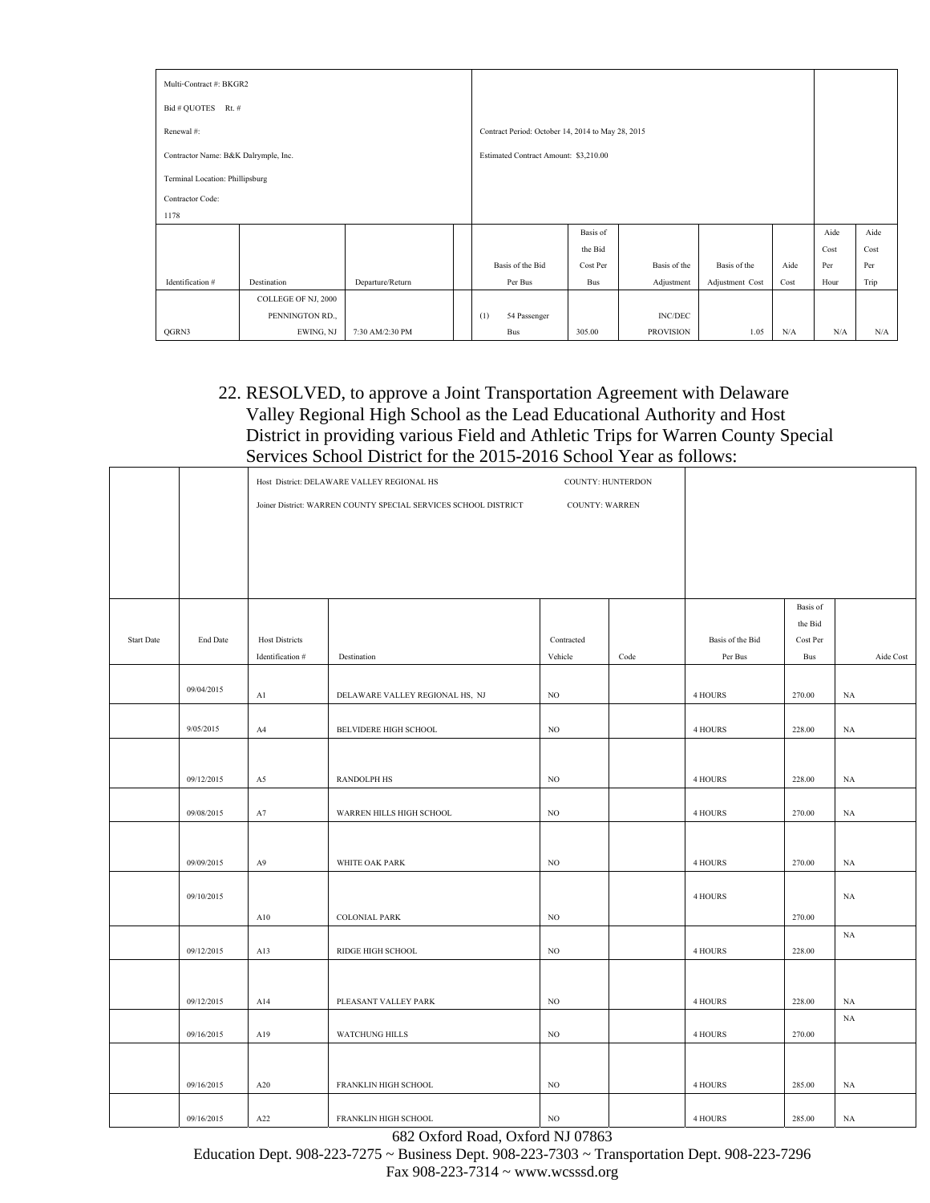| Multi-Contract #: BKGR2<br>Bid # QUOTES Rt. #<br>Renewal #:<br>Contractor Name: B&K Dalrymple, Inc.<br>Terminal Location: Phillipsburg<br>Contractor Code:<br>1178 | | | | Contract Period: October 14, 2014 to May 28, 2015<br>Estimated Contract Amount: $3,210.00 | | | | | | |
|---|---|---|---|---|---|---|---|---|---|---|
| Identification # | Destination | Departure/Return | | Basis of the Bid Per Bus | Basis of the Bid Cost Per Bus | Basis of the Adjustment | Basis of the Adjustment Cost | Aide Cost | Aide Cost Per Hour | Aide Cost Per Trip |
| QGRN3 | COLLEGE OF NJ, 2000 PENNINGTON RD., EWING, NJ | 7:30 AM/2:30 PM | | (1) 54 Passenger Bus | 305.00 | INC/DEC PROVISION | 1.05 | N/A | N/A | N/A |

22. RESOLVED, to approve a Joint Transportation Agreement with Delaware Valley Regional High School as the Lead Educational Authority and Host District in providing various Field and Athletic Trips for Warren County Special Services School District for the 2015-2016 School Year as follows:

| | | Host District: DELAWARE VALLEY REGIONAL HS<br>Joiner District: WARREN COUNTY SPECIAL SERVICES SCHOOL DISTRICT | | COUNTY: HUNTERDON<br>COUNTY: WARREN | | | | |
|---|---|---|---|---|---|---|---|---|
| Start Date | End Date | Host Districts Identification # | Destination | Contracted Vehicle | Code | Basis of the Bid Per Bus | Basis of the Bid Cost Per Bus | Aide Cost |
| | 09/04/2015 | A1 | DELAWARE VALLEY REGIONAL HS, NJ | NO | | 4 HOURS | 270.00 | NA |
| | 9/05/2015 | A4 | BELVIDERE HIGH SCHOOL | NO | | 4 HOURS | 228.00 | NA |
| | 09/12/2015 | A5 | RANDOLPH HS | NO | | 4 HOURS | 228.00 | NA |
| | 09/08/2015 | A7 | WARREN HILLS HIGH SCHOOL | NO | | 4 HOURS | 270.00 | NA |
| | 09/09/2015 | A9 | WHITE OAK PARK | NO | | 4 HOURS | 270.00 | NA |
| | 09/10/2015 | A10 | COLONIAL PARK | NO | | 4 HOURS | 270.00 | NA |
| | 09/12/2015 | A13 | RIDGE HIGH SCHOOL | NO | | 4 HOURS | 228.00 | NA |
| | 09/12/2015 | A14 | PLEASANT VALLEY PARK | NO | | 4 HOURS | 228.00 | NA |
| | 09/16/2015 | A19 | WATCHUNG HILLS | NO | | 4 HOURS | 270.00 | NA |
| | 09/16/2015 | A20 | FRANKLIN HIGH SCHOOL | NO | | 4 HOURS | 285.00 | NA |
| | 09/16/2015 | A22 | FRANKLIN HIGH SCHOOL | NO | | 4 HOURS | 285.00 | NA |

682 Oxford Road, Oxford NJ 07863
Education Dept. 908-223-7275 ~ Business Dept. 908-223-7303 ~ Transportation Dept. 908-223-7296
Fax 908-223-7314 ~ www.wcsssd.org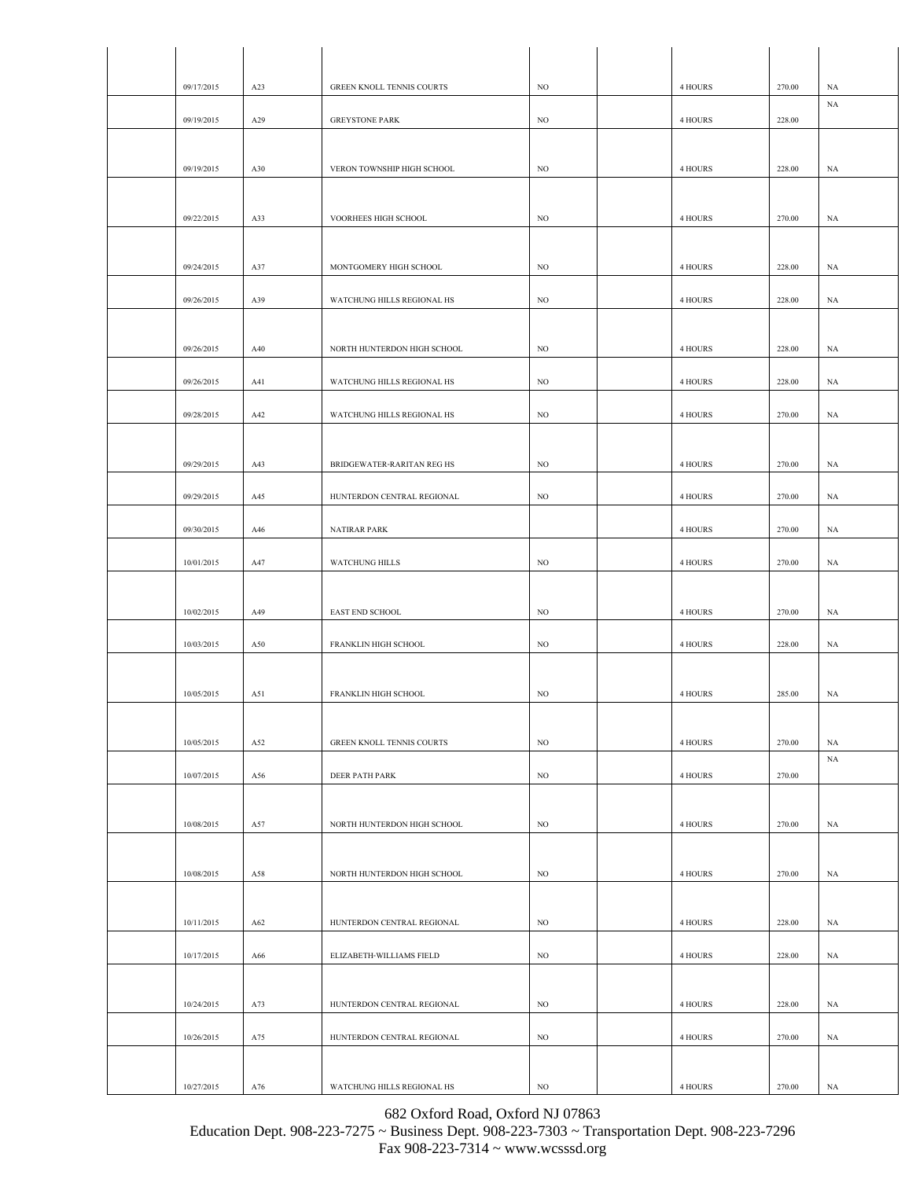| | | | | | | | | |
|---|---|---|---|---|---|---|---|---|
| | 09/17/2015 | A23 | GREEN KNOLL TENNIS COURTS | NO | | 4 HOURS | 270.00 | NA |
| | 09/19/2015 | A29 | GREYSTONE PARK | NO | | 4 HOURS | 228.00 | NA |
| | 09/19/2015 | A30 | VERON TOWNSHIP HIGH SCHOOL | NO | | 4 HOURS | 228.00 | NA |
| | 09/22/2015 | A33 | VOORHEES HIGH SCHOOL | NO | | 4 HOURS | 270.00 | NA |
| | 09/24/2015 | A37 | MONTGOMERY HIGH SCHOOL | NO | | 4 HOURS | 228.00 | NA |
| | 09/26/2015 | A39 | WATCHUNG HILLS REGIONAL HS | NO | | 4 HOURS | 228.00 | NA |
| | 09/26/2015 | A40 | NORTH HUNTERDON HIGH SCHOOL | NO | | 4 HOURS | 228.00 | NA |
| | 09/26/2015 | A41 | WATCHUNG HILLS REGIONAL HS | NO | | 4 HOURS | 228.00 | NA |
| | 09/28/2015 | A42 | WATCHUNG HILLS REGIONAL HS | NO | | 4 HOURS | 270.00 | NA |
| | 09/29/2015 | A43 | BRIDGEWATER-RARITAN REG HS | NO | | 4 HOURS | 270.00 | NA |
| | 09/29/2015 | A45 | HUNTERDON CENTRAL REGIONAL | NO | | 4 HOURS | 270.00 | NA |
| | 09/30/2015 | A46 | NATIRAR PARK | | | 4 HOURS | 270.00 | NA |
| | 10/01/2015 | A47 | WATCHUNG HILLS | NO | | 4 HOURS | 270.00 | NA |
| | 10/02/2015 | A49 | EAST END SCHOOL | NO | | 4 HOURS | 270.00 | NA |
| | 10/03/2015 | A50 | FRANKLIN HIGH SCHOOL | NO | | 4 HOURS | 228.00 | NA |
| | 10/05/2015 | A51 | FRANKLIN HIGH SCHOOL | NO | | 4 HOURS | 285.00 | NA |
| | 10/05/2015 | A52 | GREEN KNOLL TENNIS COURTS | NO | | 4 HOURS | 270.00 | NA |
| | 10/07/2015 | A56 | DEER PATH PARK | NO | | 4 HOURS | 270.00 | NA |
| | 10/08/2015 | A57 | NORTH HUNTERDON HIGH SCHOOL | NO | | 4 HOURS | 270.00 | NA |
| | 10/08/2015 | A58 | NORTH HUNTERDON HIGH SCHOOL | NO | | 4 HOURS | 270.00 | NA |
| | 10/11/2015 | A62 | HUNTERDON CENTRAL REGIONAL | NO | | 4 HOURS | 228.00 | NA |
| | 10/17/2015 | A66 | ELIZABETH-WILLIAMS FIELD | NO | | 4 HOURS | 228.00 | NA |
| | 10/24/2015 | A73 | HUNTERDON CENTRAL REGIONAL | NO | | 4 HOURS | 228.00 | NA |
| | 10/26/2015 | A75 | HUNTERDON CENTRAL REGIONAL | NO | | 4 HOURS | 270.00 | NA |
| | 10/27/2015 | A76 | WATCHUNG HILLS REGIONAL HS | NO | | 4 HOURS | 270.00 | NA |

682 Oxford Road, Oxford NJ 07863
Education Dept. 908-223-7275 ~ Business Dept. 908-223-7303 ~ Transportation Dept. 908-223-7296
Fax 908-223-7314 ~ www.wcsssd.org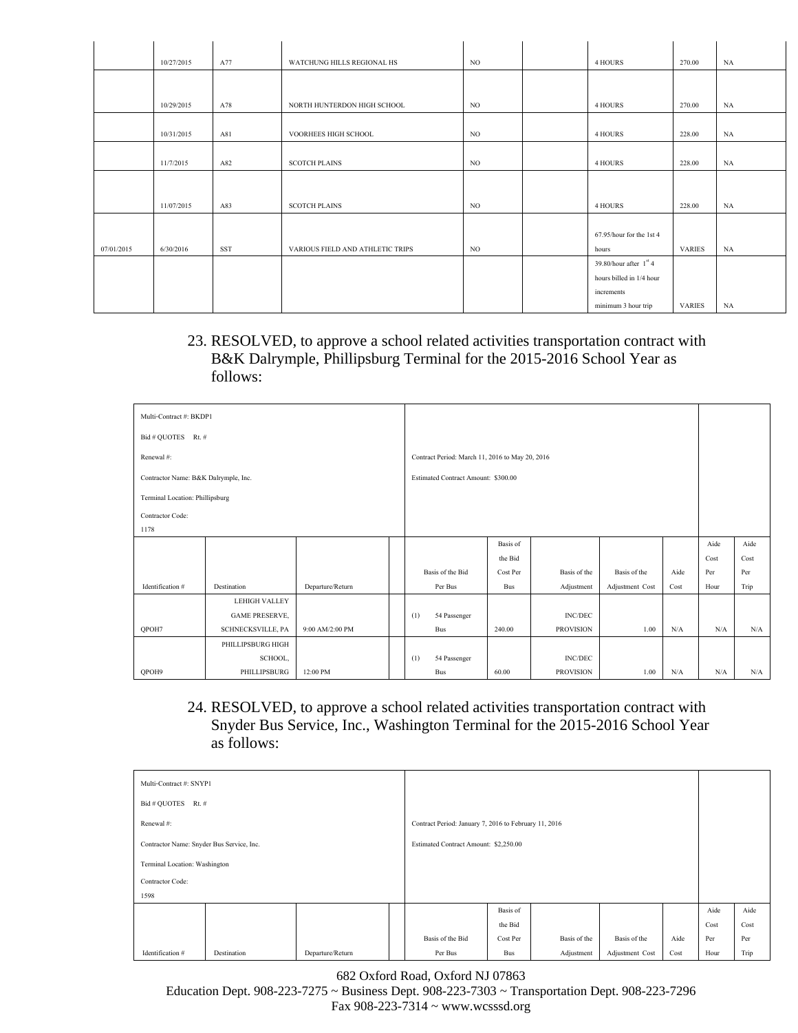| | | | | | | | | |
|---|---|---|---|---|---|---|---|---|
| | 10/27/2015 | A77 | WATCHUNG HILLS REGIONAL HS | NO | | 4 HOURS | 270.00 | NA |
| | 10/29/2015 | A78 | NORTH HUNTERDON HIGH SCHOOL | NO | | 4 HOURS | 270.00 | NA |
| | 10/31/2015 | A81 | VOORHEES HIGH SCHOOL | NO | | 4 HOURS | 228.00 | NA |
| | 11/7/2015 | A82 | SCOTCH PLAINS | NO | | 4 HOURS | 228.00 | NA |
| | 11/07/2015 | A83 | SCOTCH PLAINS | NO | | 4 HOURS | 228.00 | NA |
| 07/01/2015 | 6/30/2016 | SST | VARIOUS FIELD AND ATHLETIC TRIPS | NO | | 67.95/hour for the 1st 4 hours | VARIES | NA |
| | | | | | | 39.80/hour after 1st 4 hours billed in 1/4 hour increments minimum 3 hour trip | VARIES | NA |

23. RESOLVED, to approve a school related activities transportation contract with B&K Dalrymple, Phillipsburg Terminal for the 2015-2016 School Year as follows:

| Multi-Contract #: BKDP1<br>Bid # QUOTES Rt. #<br>Renewal #:<br>Contractor Name: B&K Dalrymple, Inc.<br>Terminal Location: Phillipsburg<br>Contractor Code:<br>1178 | | | | Contract Period: March 11, 2016 to May 20, 2016<br>Estimated Contract Amount: $300.00 | | | | | | |
|---|---|---|---|---|---|---|---|---|---|---|
| Identification # | Destination | Departure/Return | | Basis of the Bid Per Bus | Basis of the Bid Cost Per Bus | Basis of the Adjustment | Basis of the Adjustment Cost | Aide Cost | Aide Cost Per Hour | Aide Cost Per Trip |
| QPOH7 | LEHIGH VALLEY GAME PRESERVE, SCHNECKSVILLE, PA | 9:00 AM/2:00 PM | | (1) 54 Passenger Bus | 240.00 | INC/DEC PROVISION | 1.00 | N/A | N/A | N/A |
| QPOH9 | PHILLIPSBURG HIGH SCHOOL, PHILLIPSBURG | 12:00 PM | | (1) 54 Passenger Bus | 60.00 | INC/DEC PROVISION | 1.00 | N/A | N/A | N/A |

24. RESOLVED, to approve a school related activities transportation contract with Snyder Bus Service, Inc., Washington Terminal for the 2015-2016 School Year as follows:

| Multi-Contract #: SNYP1<br>Bid # QUOTES Rt. #<br>Renewal #:<br>Contractor Name: Snyder Bus Service, Inc.<br>Terminal Location: Washington<br>Contractor Code:<br>1598 | | | | Contract Period: January 7, 2016 to February 11, 2016<br>Estimated Contract Amount: $2,250.00 | | | | | | |
|---|---|---|---|---|---|---|---|---|---|---|
| Identification # | Destination | Departure/Return | | Basis of the Bid Per Bus | Basis of the Bid Cost Per Bus | Basis of the Adjustment | Basis of the Adjustment Cost | Aide Cost | Aide Cost Per Hour | Aide Cost Per Trip |

682 Oxford Road, Oxford NJ 07863
Education Dept. 908-223-7275 ~ Business Dept. 908-223-7303 ~ Transportation Dept. 908-223-7296
Fax 908-223-7314 ~ www.wcsssd.org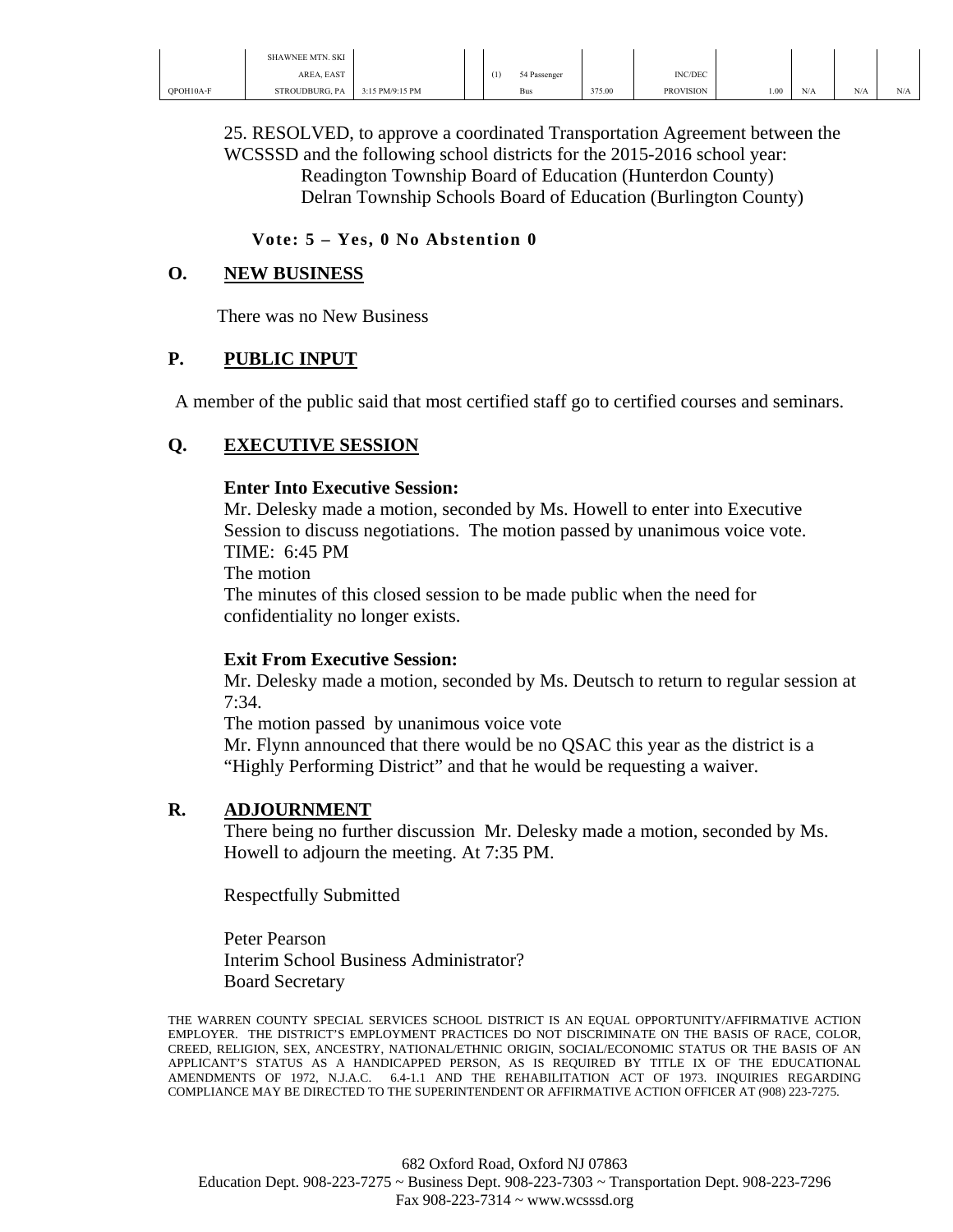| | | | | | | | | | | | |
|---|---|---|---|---|---|---|---|---|---|---|---|
| QPOH10A-F | SHAWNEE MTN. SKI AREA, EAST STROUDBURG, PA | 3:15 PM/9:15 PM | | (1) | 54 Passenger Bus | 375.00 | INC/DEC PROVISION | 1.00 | N/A | N/A | N/A |

25. RESOLVED, to approve a coordinated Transportation Agreement between the WCSSSD and the following school districts for the 2015-2016 school year:
Readington Township Board of Education (Hunterdon County)
Delran Township Schools Board of Education (Burlington County)

**Vote: 5 – Yes, 0 No Abstention 0**

## O. NEW BUSINESS

There was no New Business

## P. PUBLIC INPUT

A member of the public said that most certified staff go to certified courses and seminars.

## Q. EXECUTIVE SESSION

**Enter Into Executive Session:**
Mr. Delesky made a motion, seconded by Ms. Howell to enter into Executive Session to discuss negotiations. The motion passed by unanimous voice vote.
TIME: 6:45 PM
The motion
The minutes of this closed session to be made public when the need for confidentiality no longer exists.

**Exit From Executive Session:**
Mr. Delesky made a motion, seconded by Ms. Deutsch to return to regular session at 7:34.
The motion passed by unanimous voice vote
Mr. Flynn announced that there would be no QSAC this year as the district is a "Highly Performing District" and that he would be requesting a waiver.

## R. ADJOURNMENT

There being no further discussion Mr. Delesky made a motion, seconded by Ms. Howell to adjourn the meeting. At 7:35 PM.

Respectfully Submitted

Peter Pearson
Interim School Business Administrator?
Board Secretary

THE WARREN COUNTY SPECIAL SERVICES SCHOOL DISTRICT IS AN EQUAL OPPORTUNITY/AFFIRMATIVE ACTION EMPLOYER. THE DISTRICT'S EMPLOYMENT PRACTICES DO NOT DISCRIMINATE ON THE BASIS OF RACE, COLOR, CREED, RELIGION, SEX, ANCESTRY, NATIONAL/ETHNIC ORIGIN, SOCIAL/ECONOMIC STATUS OR THE BASIS OF AN APPLICANT'S STATUS AS A HANDICAPPED PERSON, AS IS REQUIRED BY TITLE IX OF THE EDUCATIONAL AMENDMENTS OF 1972, N.J.A.C. 6.4-1.1 AND THE REHABILITATION ACT OF 1973. INQUIRIES REGARDING COMPLIANCE MAY BE DIRECTED TO THE SUPERINTENDENT OR AFFIRMATIVE ACTION OFFICER AT (908) 223-7275.

682 Oxford Road, Oxford NJ 07863
Education Dept. 908-223-7275 ~ Business Dept. 908-223-7303 ~ Transportation Dept. 908-223-7296
Fax 908-223-7314 ~ www.wcsssd.org